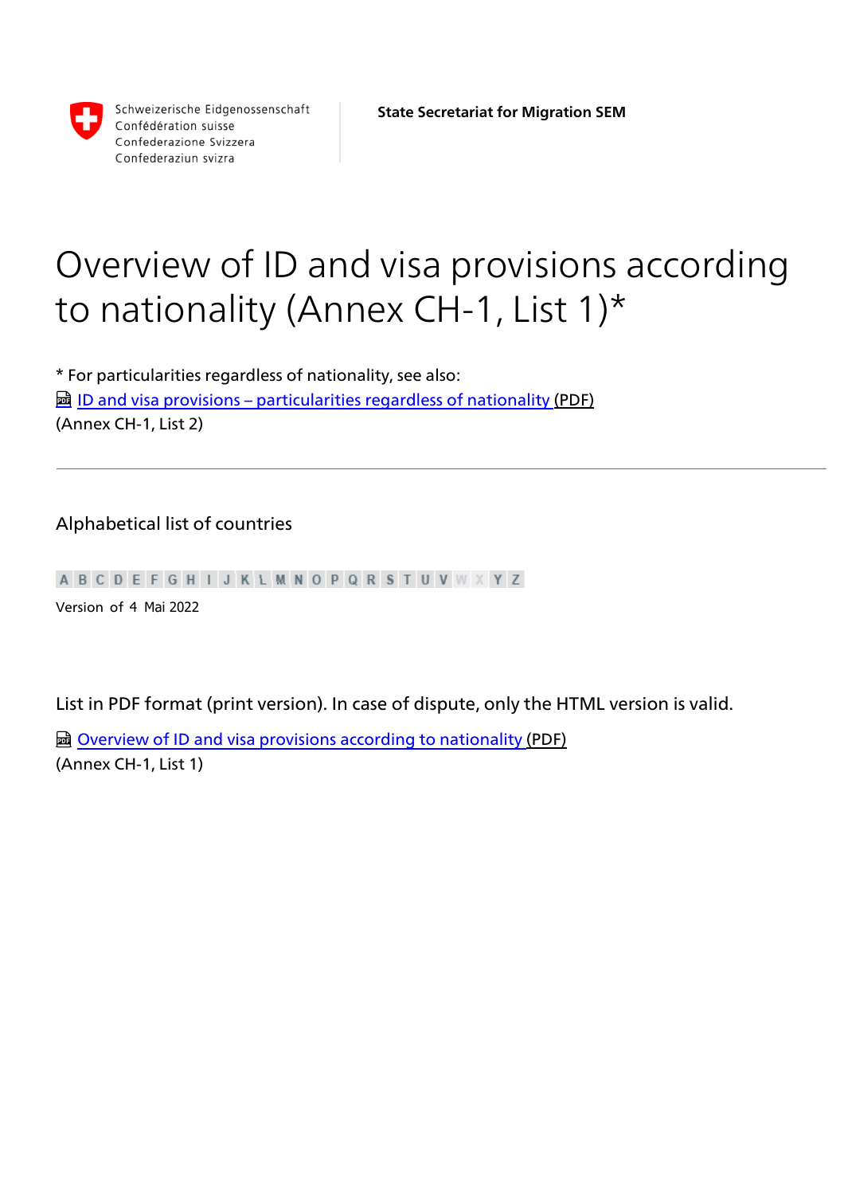Schweizerische Eidgenossenschaft
Confédération suisse
Confederazione Svizzera
Confederaziun svizra

**State Secretariat for Migration SEM**

# Overview of ID and visa provisions according to nationality (Annex CH-1, List 1)*

* For particularities regardless of nationality, see also:
ID and visa provisions – particularities regardless of nationality (PDF)
(Annex CH-1, List 2)

---

## Alphabetical list of countries

A B C D E F G H I J K L M N O P Q R S T U V W X Y Z

Version of 4 Mai 2022

List in PDF format (print version). In case of dispute, only the HTML version is valid.

Overview of ID and visa provisions according to nationality (PDF)
(Annex CH-1, List 1)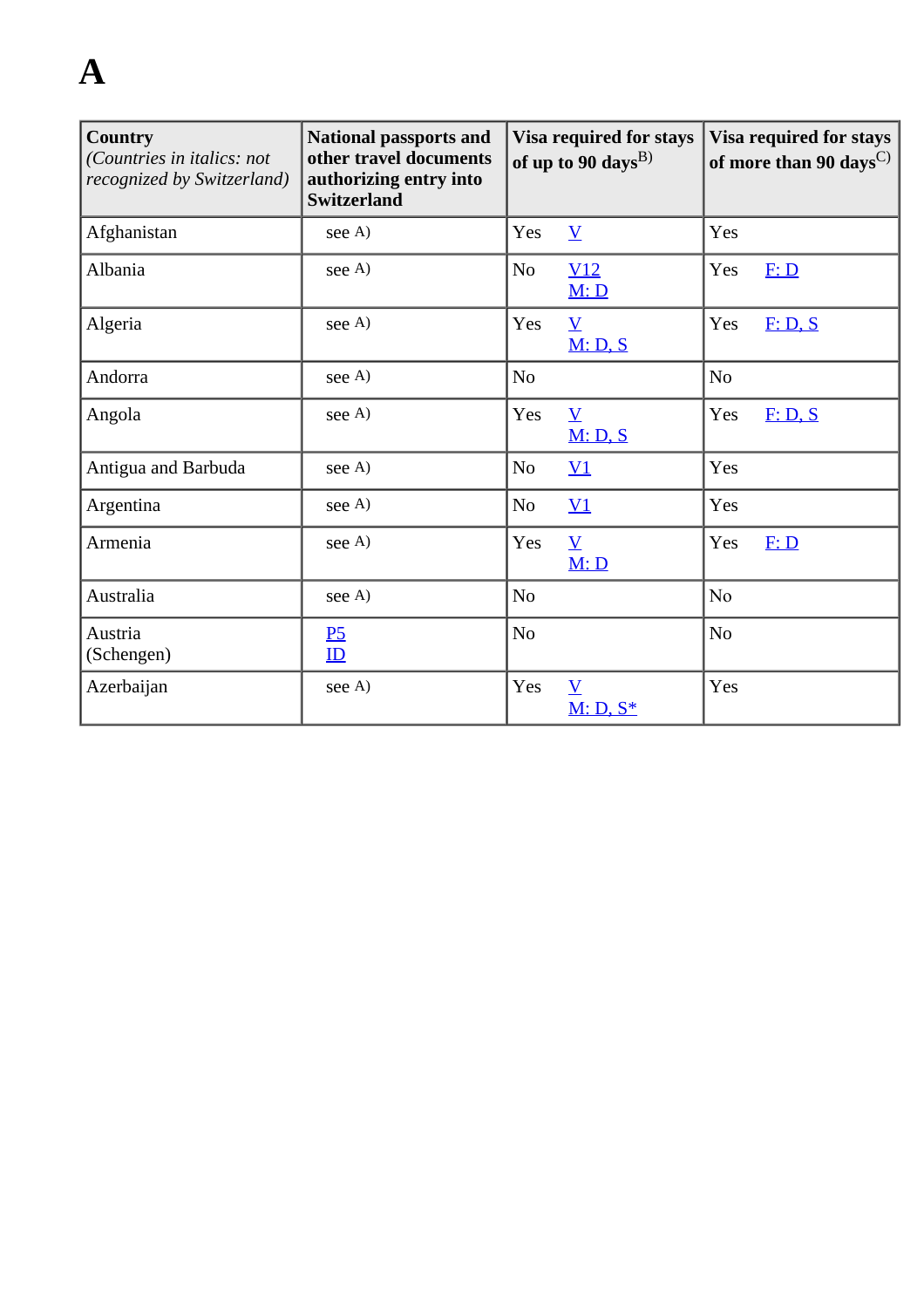# A

| Country *(Countries in italics: not recognized by Switzerland)* | National passports and other travel documents authorizing entry into Switzerland | Visa required for stays of up to 90 days[B)] | Visa required for stays of more than 90 days[C)] |
|---|---|---|---|
| Afghanistan | see A) | Yes V | Yes |
| Albania | see A) | No V12 M: D | Yes F: D |
| Algeria | see A) | Yes V M: D, S | Yes F: D, S |
| Andorra | see A) | No | No |
| Angola | see A) | Yes V M: D, S | Yes F: D, S |
| Antigua and Barbuda | see A) | No V1 | Yes |
| Argentina | see A) | No V1 | Yes |
| Armenia | see A) | Yes V M: D | Yes F: D |
| Australia | see A) | No | No |
| Austria (Schengen) | P5 ID | No | No |
| Azerbaijan | see A) | Yes V M: D, S* | Yes |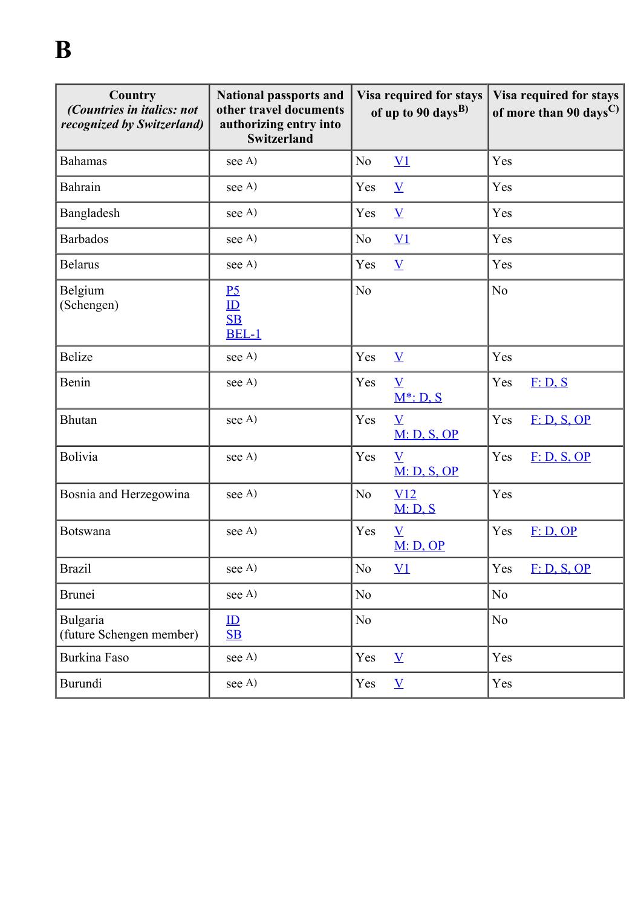# B

| Country *(Countries in italics: not recognized by Switzerland)* | National passports and other travel documents authorizing entry into Switzerland | Visa required for stays of up to 90 days[B)] | Visa required for stays of more than 90 days[C)] |
|---|---|---|---|
| Bahamas | see A) | No V1 | Yes |
| Bahrain | see A) | Yes V | Yes |
| Bangladesh | see A) | Yes V | Yes |
| Barbados | see A) | No V1 | Yes |
| Belarus | see A) | Yes V | Yes |
| Belgium (Schengen) | P5 ID SB BEL-1 | No | No |
| Belize | see A) | Yes V | Yes |
| Benin | see A) | Yes V M*: D, S | Yes F: D, S |
| Bhutan | see A) | Yes V M: D, S, OP | Yes F: D, S, OP |
| Bolivia | see A) | Yes V M: D, S, OP | Yes F: D, S, OP |
| Bosnia and Herzegowina | see A) | No V12 M: D, S | Yes |
| Botswana | see A) | Yes V M: D, OP | Yes F: D, OP |
| Brazil | see A) | No V1 | Yes F: D, S, OP |
| Brunei | see A) | No | No |
| Bulgaria (future Schengen member) | ID SB | No | No |
| Burkina Faso | see A) | Yes V | Yes |
| Burundi | see A) | Yes V | Yes |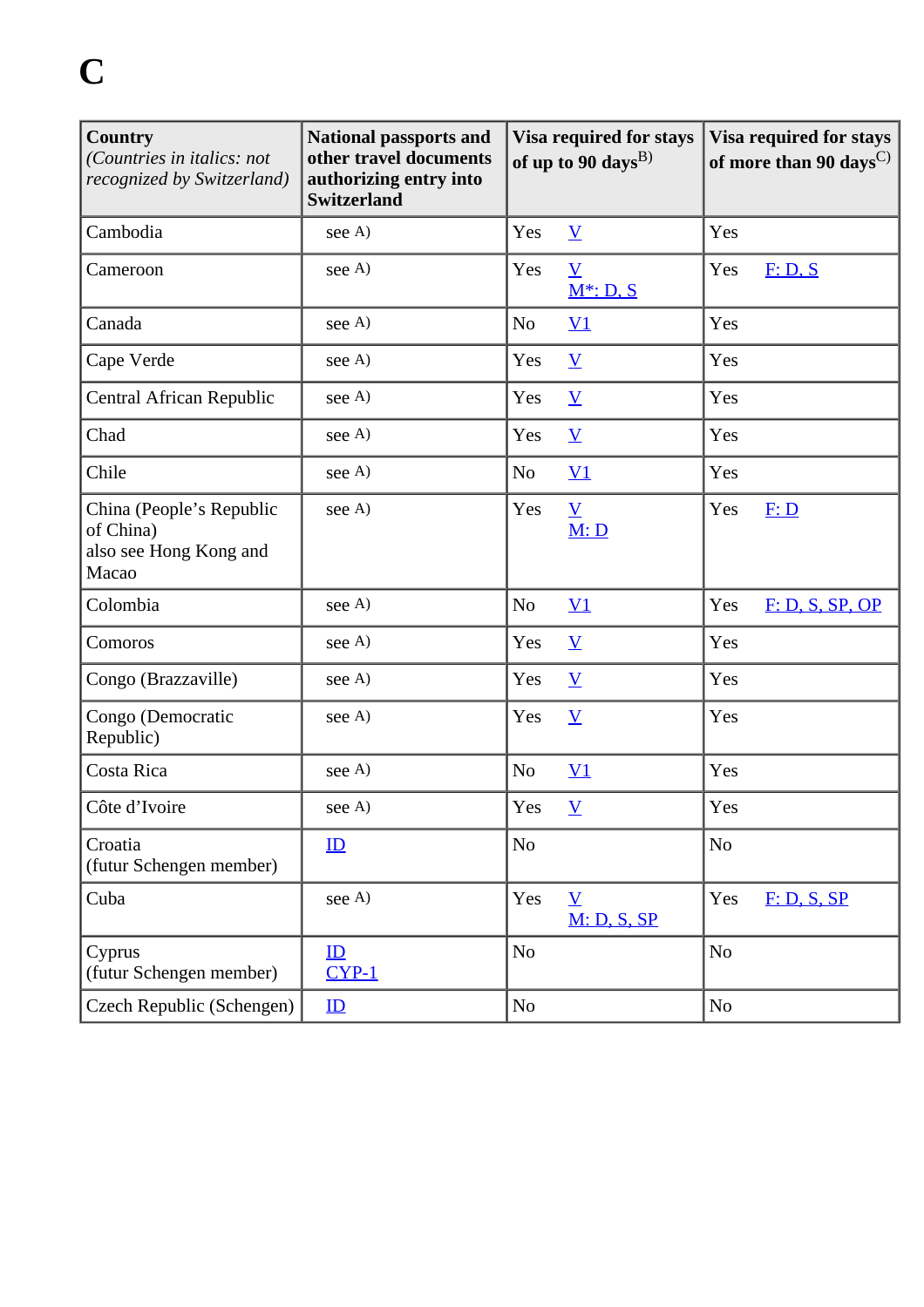# C

| Country<br>*(Countries in italics: not recognized by Switzerland)* | National passports and other travel documents authorizing entry into Switzerland | Visa required for stays of up to 90 days[B)] | Visa required for stays of more than 90 days[C)] |
|---|---|---|---|
| Cambodia | see A) | Yes V | Yes |
| Cameroon | see A) | Yes V<br>M*: D, S | Yes F: D, S |
| Canada | see A) | No V1 | Yes |
| Cape Verde | see A) | Yes V | Yes |
| Central African Republic | see A) | Yes V | Yes |
| Chad | see A) | Yes V | Yes |
| Chile | see A) | No V1 | Yes |
| China (People's Republic of China)<br>also see Hong Kong and Macao | see A) | Yes V<br>M: D | Yes F: D |
| Colombia | see A) | No V1 | Yes F: D, S, SP, OP |
| Comoros | see A) | Yes V | Yes |
| Congo (Brazzaville) | see A) | Yes V | Yes |
| Congo (Democratic Republic) | see A) | Yes V | Yes |
| Costa Rica | see A) | No V1 | Yes |
| Côte d'Ivoire | see A) | Yes V | Yes |
| Croatia<br>(futur Schengen member) | ID | No | No |
| Cuba | see A) | Yes V<br>M: D, S, SP | Yes F: D, S, SP |
| Cyprus<br>(futur Schengen member) | ID<br>CYP-1 | No | No |
| Czech Republic (Schengen) | ID | No | No |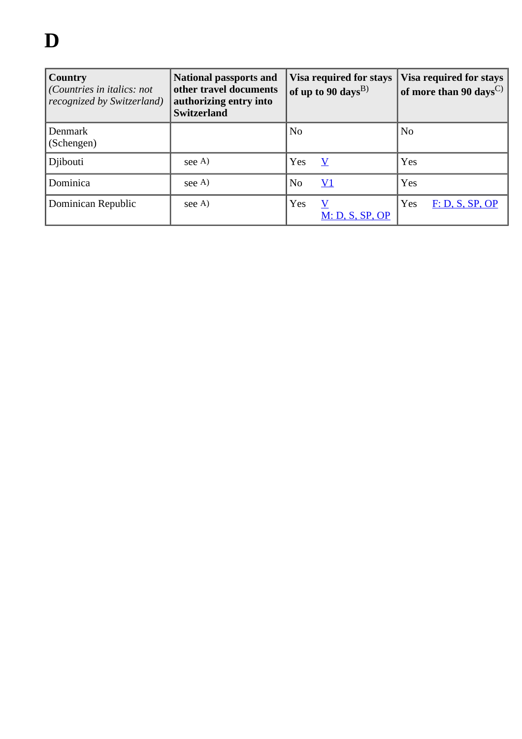# D

| **Country** *(Countries in italics: not recognized by Switzerland)* | **National passports and other travel documents authorizing entry into Switzerland** | **Visa required for stays of up to 90 days**[B)] | **Visa required for stays of more than 90 days**[C)] |
|---|---|---|---|
| Denmark (Schengen) | | No | No |
| Djibouti | see A) | Yes V | Yes |
| Dominica | see A) | No V1 | Yes |
| Dominican Republic | see A) | Yes V M: D, S, SP, OP | Yes F: D, S, SP, OP |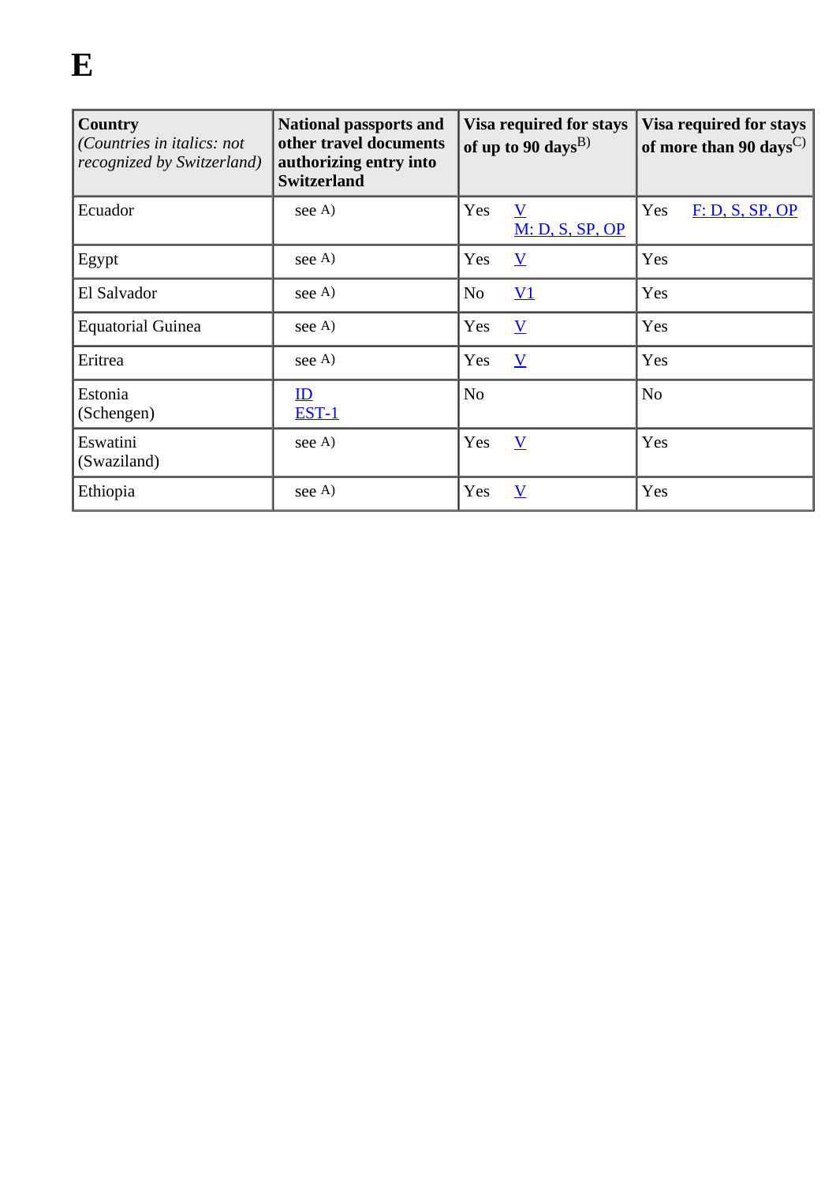# E

| **Country** *(Countries in italics: not recognized by Switzerland)* | **National passports and other travel documents authorizing entry into Switzerland** | **Visa required for stays of up to 90 days**B) | **Visa required for stays of more than 90 days**C) |
|---|---|---|---|
| Ecuador | see A) | Yes V M: D, S, SP, OP | Yes F: D, S, SP, OP |
| Egypt | see A) | Yes V | Yes |
| El Salvador | see A) | No V1 | Yes |
| Equatorial Guinea | see A) | Yes V | Yes |
| Eritrea | see A) | Yes V | Yes |
| Estonia (Schengen) | ID EST-1 | No | No |
| Eswatini (Swaziland) | see A) | Yes V | Yes |
| Ethiopia | see A) | Yes V | Yes |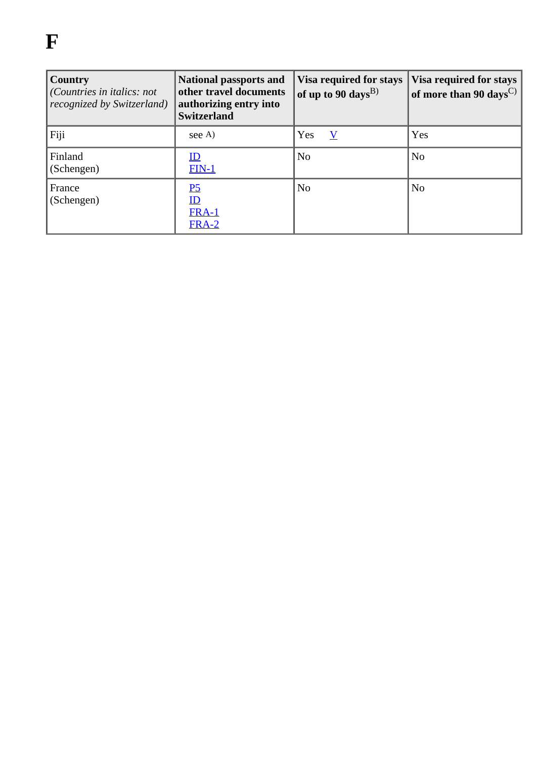# F

| **Country** *(Countries in italics: not recognized by Switzerland)* | **National passports and other travel documents authorizing entry into Switzerland** | **Visa required for stays of up to 90 days**B) | **Visa required for stays of more than 90 days**C) |
|---|---|---|---|
| Fiji | see A) | Yes V | Yes |
| Finland (Schengen) | ID FIN-1 | No | No |
| France (Schengen) | P5 ID FRA-1 FRA-2 | No | No |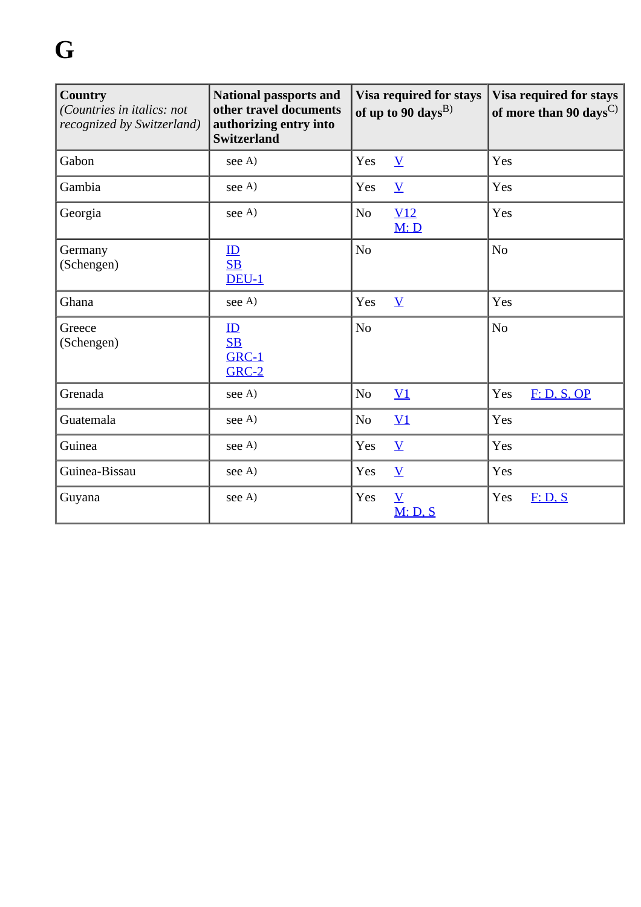# G

| **Country** *(Countries in italics: not recognized by Switzerland)* | **National passports and other travel documents authorizing entry into Switzerland** | **Visa required for stays of up to 90 days**[B)] | **Visa required for stays of more than 90 days**[C)] |
|---|---|---|---|
| Gabon | see A) | Yes V | Yes |
| Gambia | see A) | Yes V | Yes |
| Georgia | see A) | No V12 M: D | Yes |
| Germany (Schengen) | ID SB DEU-1 | No | No |
| Ghana | see A) | Yes V | Yes |
| Greece (Schengen) | ID SB GRC-1 GRC-2 | No | No |
| Grenada | see A) | No V1 | Yes F: D, S, OP |
| Guatemala | see A) | No V1 | Yes |
| Guinea | see A) | Yes V | Yes |
| Guinea-Bissau | see A) | Yes V | Yes |
| Guyana | see A) | Yes V M: D, S | Yes F: D, S |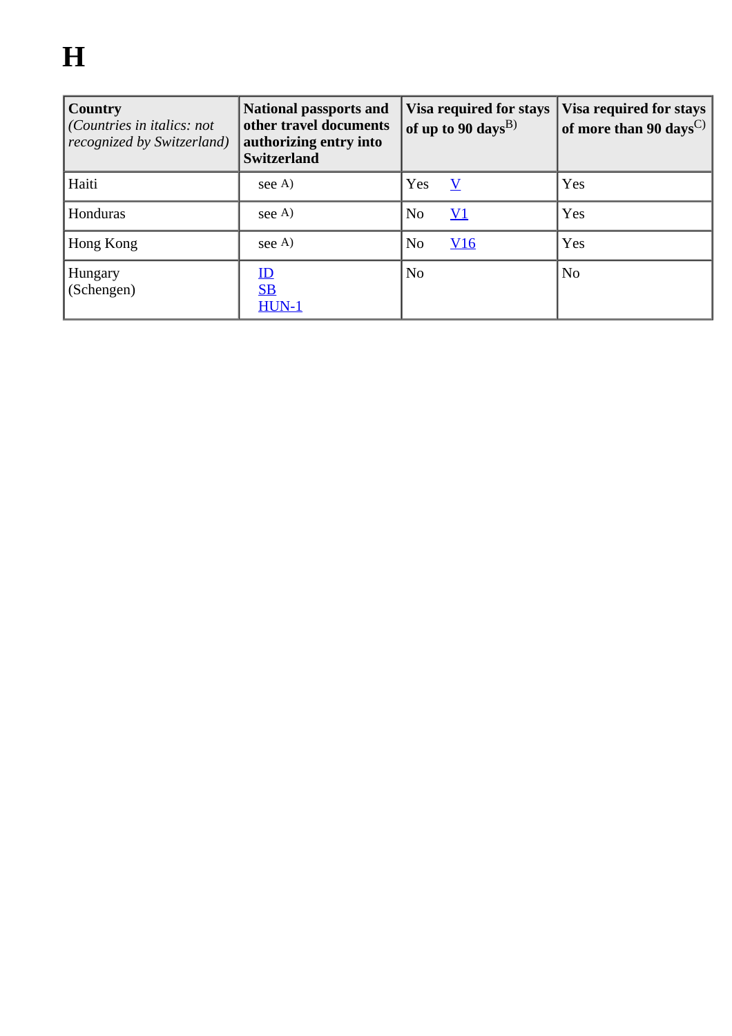# H

| Country *(Countries in italics: not recognized by Switzerland)* | National passports and other travel documents authorizing entry into Switzerland | Visa required for stays of up to 90 days B) | Visa required for stays of more than 90 days C) |
|---|---|---|---|
| Haiti | see A) | Yes V | Yes |
| Honduras | see A) | No V1 | Yes |
| Hong Kong | see A) | No V16 | Yes |
| Hungary (Schengen) | ID SB HUN-1 | No | No |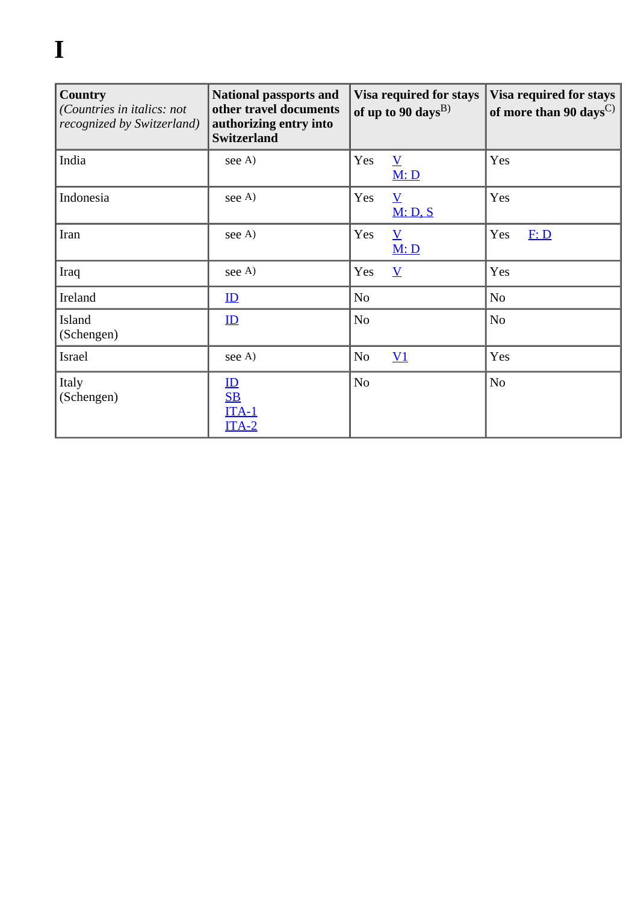# I

| **Country** *(Countries in italics: not recognized by Switzerland)* | **National passports and other travel documents authorizing entry into Switzerland** | **Visa required for stays of up to 90 days**[B)] | **Visa required for stays of more than 90 days**[C)] |
|---|---|---|---|
| India | see A) | Yes V M: D | Yes |
| Indonesia | see A) | Yes V M: D, S | Yes |
| Iran | see A) | Yes V M: D | Yes F: D |
| Iraq | see A) | Yes V | Yes |
| Ireland | ID | No | No |
| Island (Schengen) | ID | No | No |
| Israel | see A) | No V1 | Yes |
| Italy (Schengen) | ID SB ITA-1 ITA-2 | No | No |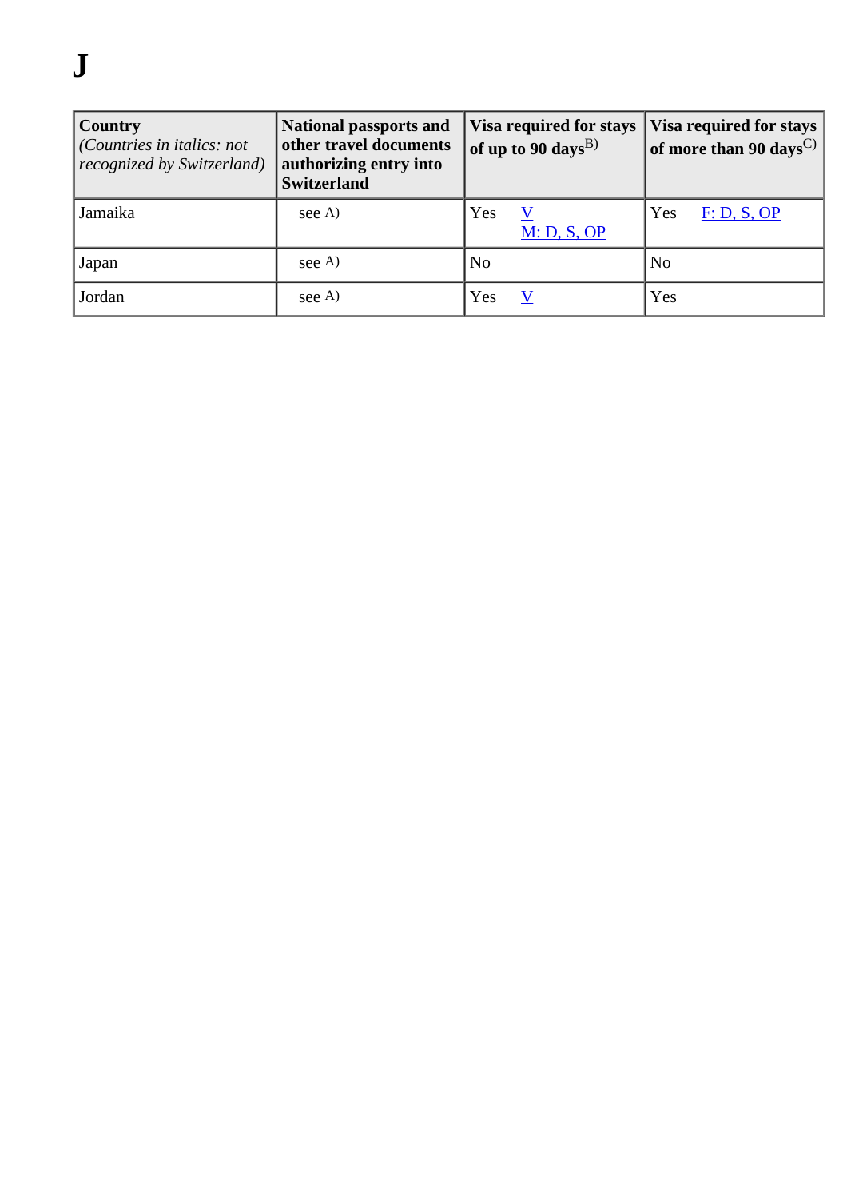# J

| Country *(Countries in italics: not recognized by Switzerland)* | National passports and other travel documents authorizing entry into Switzerland | Visa required for stays of up to 90 days B) | Visa required for stays of more than 90 days C) |
|---|---|---|---|
| Jamaika | see A) | Yes V M: D, S, OP | Yes F: D, S, OP |
| Japan | see A) | No | No |
| Jordan | see A) | Yes V | Yes |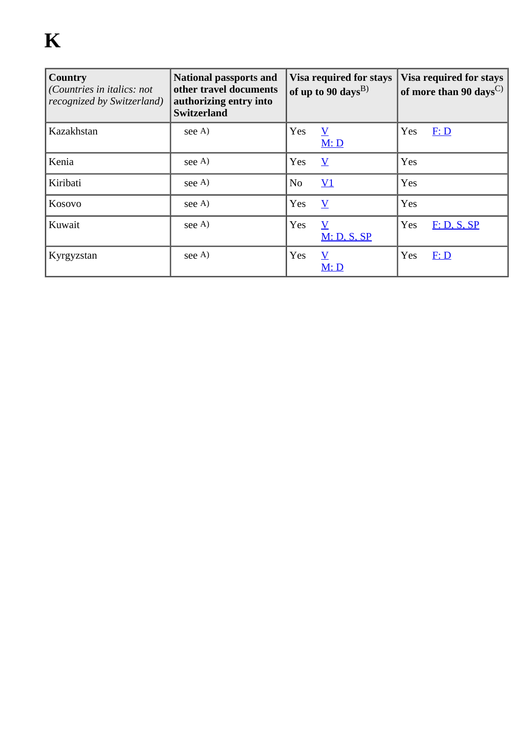# K

| **Country** *(Countries in italics: not recognized by Switzerland)* | **National passports and other travel documents authorizing entry into Switzerland** | **Visa required for stays of up to 90 days**B) | **Visa required for stays of more than 90 days**C) |
|---|---|---|---|
| Kazakhstan | see A) | Yes V M: D | Yes F: D |
| Kenia | see A) | Yes V | Yes |
| Kiribati | see A) | No V1 | Yes |
| Kosovo | see A) | Yes V | Yes |
| Kuwait | see A) | Yes V M: D, S, SP | Yes F: D, S, SP |
| Kyrgyzstan | see A) | Yes V M: D | Yes F: D |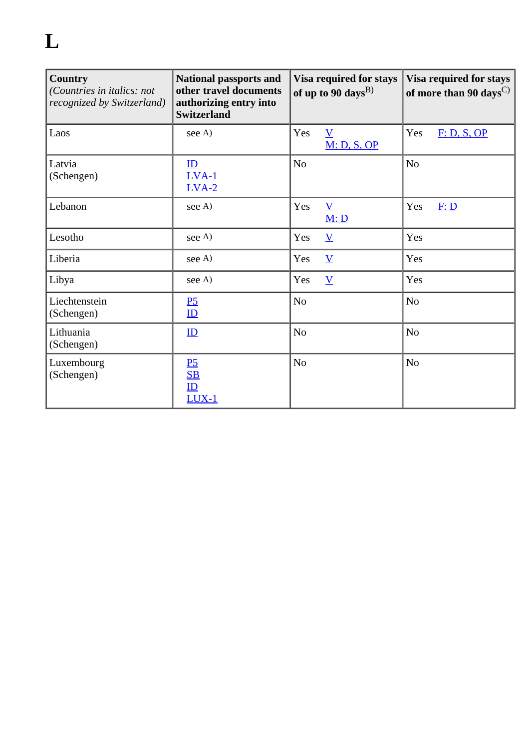# L

| Country *(Countries in italics: not recognized by Switzerland)* | National passports and other travel documents authorizing entry into Switzerland | Visa required for stays of up to 90 days[B)] | Visa required for stays of more than 90 days[C)] |
|---|---|---|---|
| Laos | see A) | Yes V M: D, S, OP | Yes F: D, S, OP |
| Latvia (Schengen) | ID LVA-1 LVA-2 | No | No |
| Lebanon | see A) | Yes V M: D | Yes F: D |
| Lesotho | see A) | Yes V | Yes |
| Liberia | see A) | Yes V | Yes |
| Libya | see A) | Yes V | Yes |
| Liechtenstein (Schengen) | P5 ID | No | No |
| Lithuania (Schengen) | ID | No | No |
| Luxembourg (Schengen) | P5 SB ID LUX-1 | No | No |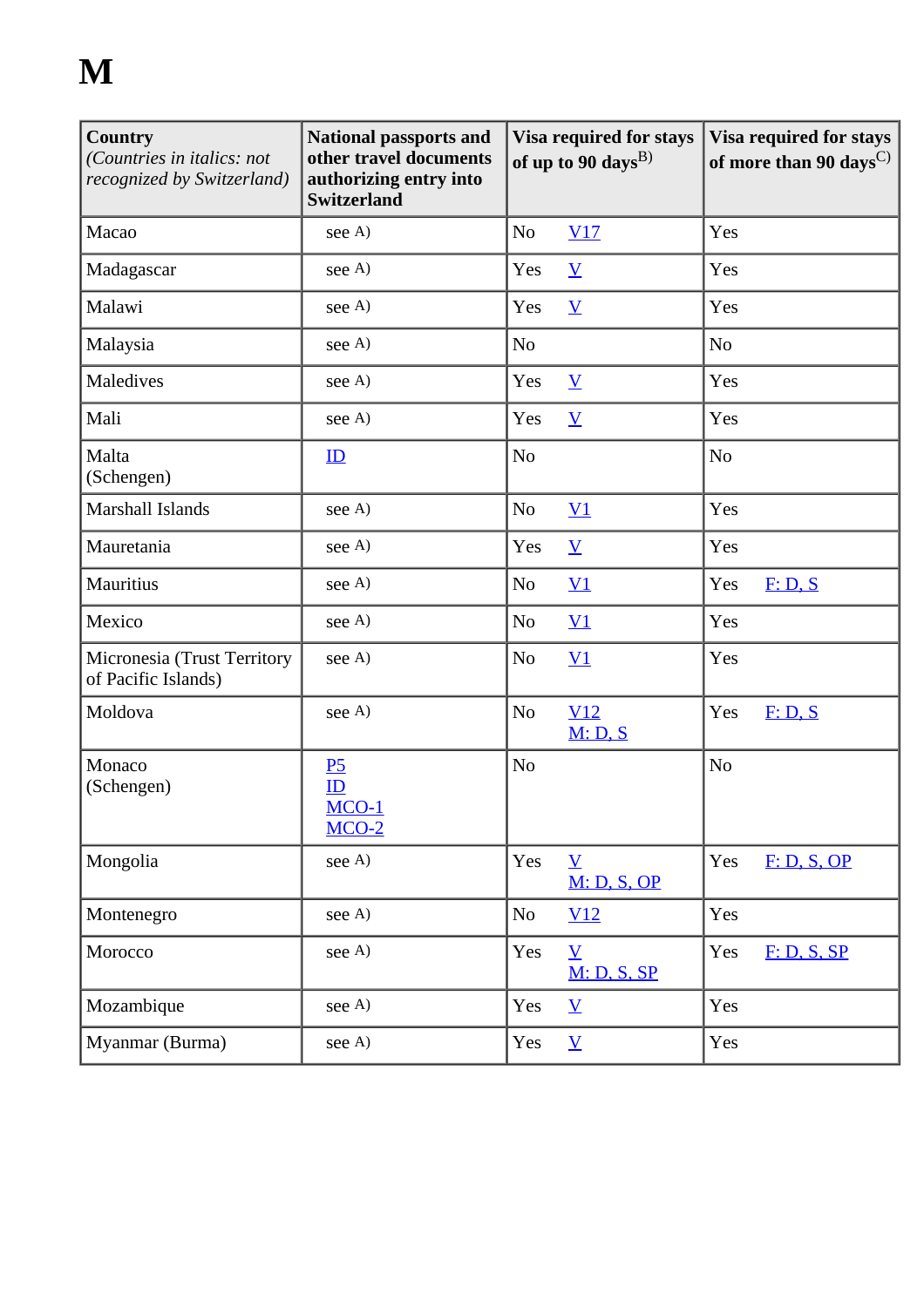# M

| Country<br>*(Countries in italics: not recognized by Switzerland)* | National passports and other travel documents authorizing entry into Switzerland | Visa required for stays of up to 90 days[B)] | Visa required for stays of more than 90 days[C)] |
|---|---|---|---|
| Macao | see A) | No V17 | Yes |
| Madagascar | see A) | Yes V | Yes |
| Malawi | see A) | Yes V | Yes |
| Malaysia | see A) | No | No |
| Maledives | see A) | Yes V | Yes |
| Mali | see A) | Yes V | Yes |
| Malta (Schengen) | ID | No | No |
| Marshall Islands | see A) | No V1 | Yes |
| Mauretania | see A) | Yes V | Yes |
| Mauritius | see A) | No V1 | Yes F: D, S |
| Mexico | see A) | No V1 | Yes |
| Micronesia (Trust Territory of Pacific Islands) | see A) | No V1 | Yes |
| Moldova | see A) | No V12 M: D, S | Yes F: D, S |
| Monaco (Schengen) | P5 ID MCO-1 MCO-2 | No | No |
| Mongolia | see A) | Yes V M: D, S, OP | Yes F: D, S, OP |
| Montenegro | see A) | No V12 | Yes |
| Morocco | see A) | Yes V M: D, S, SP | Yes F: D, S, SP |
| Mozambique | see A) | Yes V | Yes |
| Myanmar (Burma) | see A) | Yes V | Yes |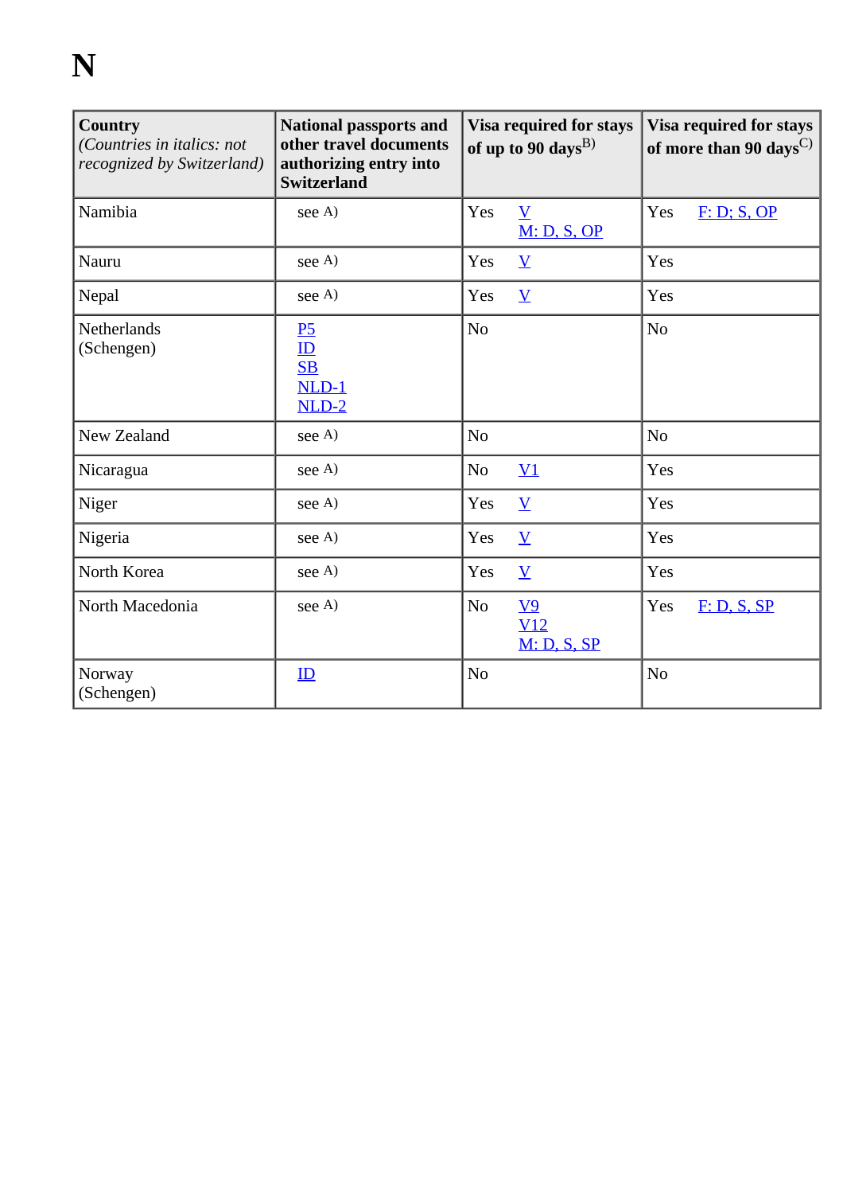# N

| **Country** *(Countries in italics: not recognized by Switzerland)* | **National passports and other travel documents authorizing entry into Switzerland** | **Visa required for stays of up to 90 days**B) | **Visa required for stays of more than 90 days**C) |
|---|---|---|---|
| Namibia | see A) | Yes V M: D, S, OP | Yes F: D; S, OP |
| Nauru | see A) | Yes V | Yes |
| Nepal | see A) | Yes V | Yes |
| Netherlands (Schengen) | P5 ID SB NLD-1 NLD-2 | No | No |
| New Zealand | see A) | No | No |
| Nicaragua | see A) | No V1 | Yes |
| Niger | see A) | Yes V | Yes |
| Nigeria | see A) | Yes V | Yes |
| North Korea | see A) | Yes V | Yes |
| North Macedonia | see A) | No V9 V12 M: D, S, SP | Yes F: D, S, SP |
| Norway (Schengen) | ID | No | No |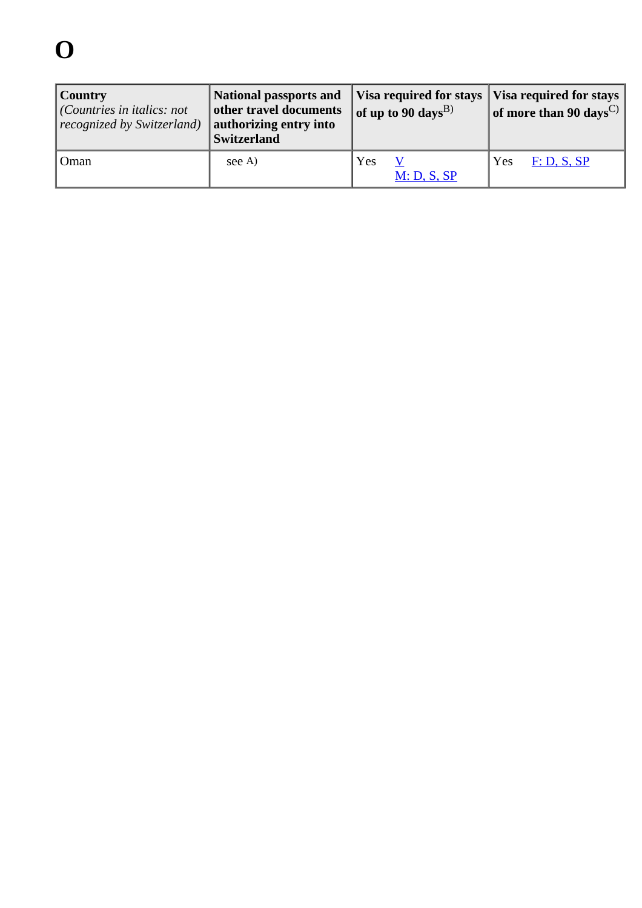# O

| **Country** *(Countries in italics: not recognized by Switzerland)* | **National passports and other travel documents authorizing entry into Switzerland** | **Visa required for stays of up to 90 days**B) | **Visa required for stays of more than 90 days**C) |
|---|---|---|---|
| Oman | see A) | Yes V M: D, S, SP | Yes F: D, S, SP |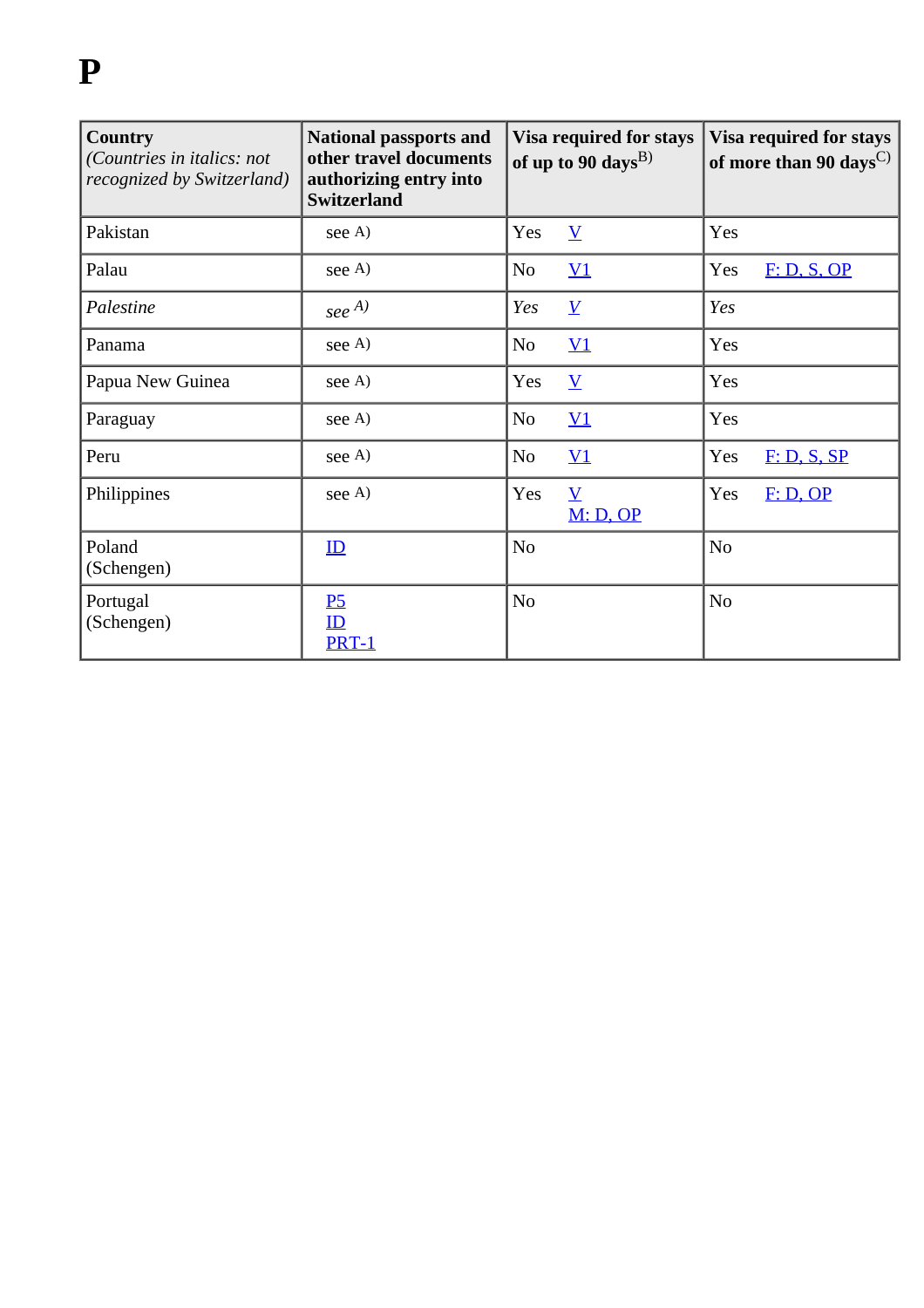# P

| **Country** *(Countries in italics: not recognized by Switzerland)* | **National passports and other travel documents authorizing entry into Switzerland** | **Visa required for stays of up to 90 days**[B)] | **Visa required for stays of more than 90 days**[C)] |
|---|---|---|---|
| Pakistan | see [A)] | Yes V | Yes |
| Palau | see [A)] | No V1 | Yes F: D, S, OP |
| *Palestine* | *see* [A)] | *Yes* *V* | *Yes* |
| Panama | see [A)] | No V1 | Yes |
| Papua New Guinea | see [A)] | Yes V | Yes |
| Paraguay | see [A)] | No V1 | Yes |
| Peru | see [A)] | No V1 | Yes F: D, S, SP |
| Philippines | see [A)] | Yes V<br>M: D, OP | Yes F: D, OP |
| Poland (Schengen) | ID | No | No |
| Portugal (Schengen) | P5<br>ID<br>PRT-1 | No | No |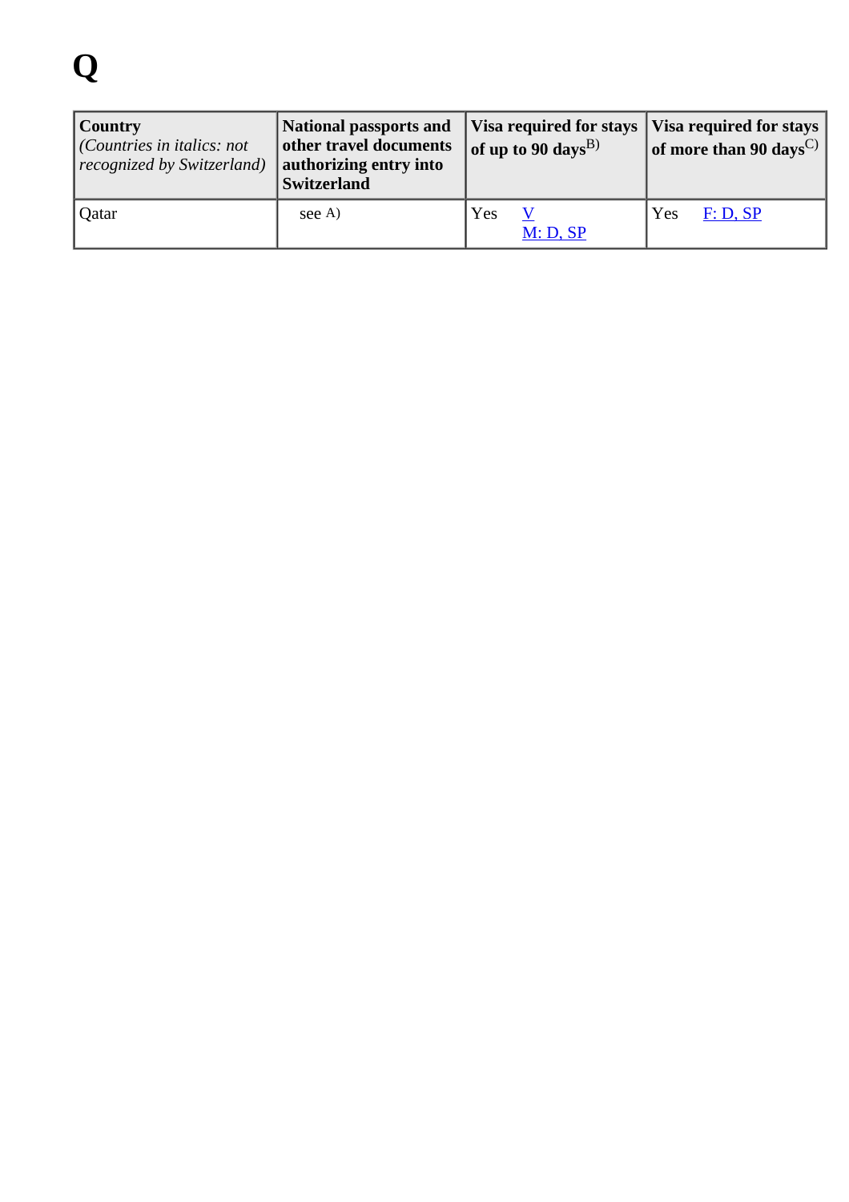# Q

| **Country** *(Countries in italics: not recognized by Switzerland)* | **National passports and other travel documents authorizing entry into Switzerland** | **Visa required for stays of up to 90 days**B) | **Visa required for stays of more than 90 days**C) |
|---|---|---|---|
| Qatar | see A) | Yes V M: D, SP | Yes F: D, SP |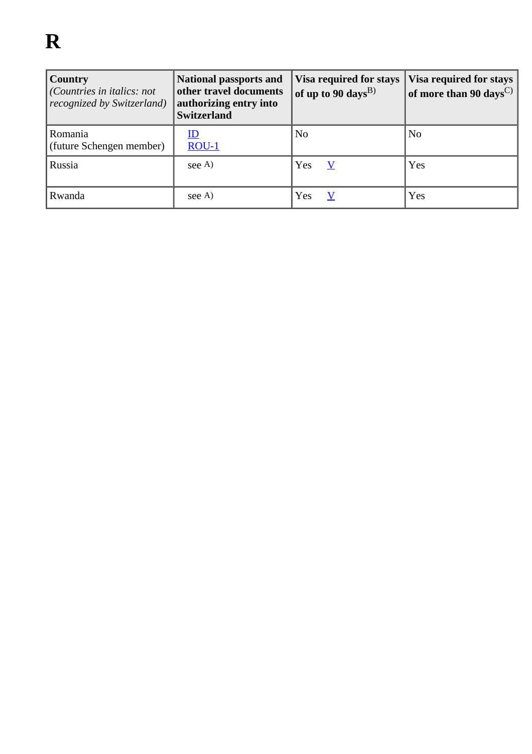# R

| Country<br>*(Countries in italics: not recognized by Switzerland)* | National passports and other travel documents authorizing entry into Switzerland | Visa required for stays of up to 90 days[B)] | Visa required for stays of more than 90 days[C)] |
|---|---|---|---|
| Romania<br>(future Schengen member) | ID<br>ROU-1 | No | No |
| Russia | see A) | Yes V | Yes |
| Rwanda | see A) | Yes V | Yes |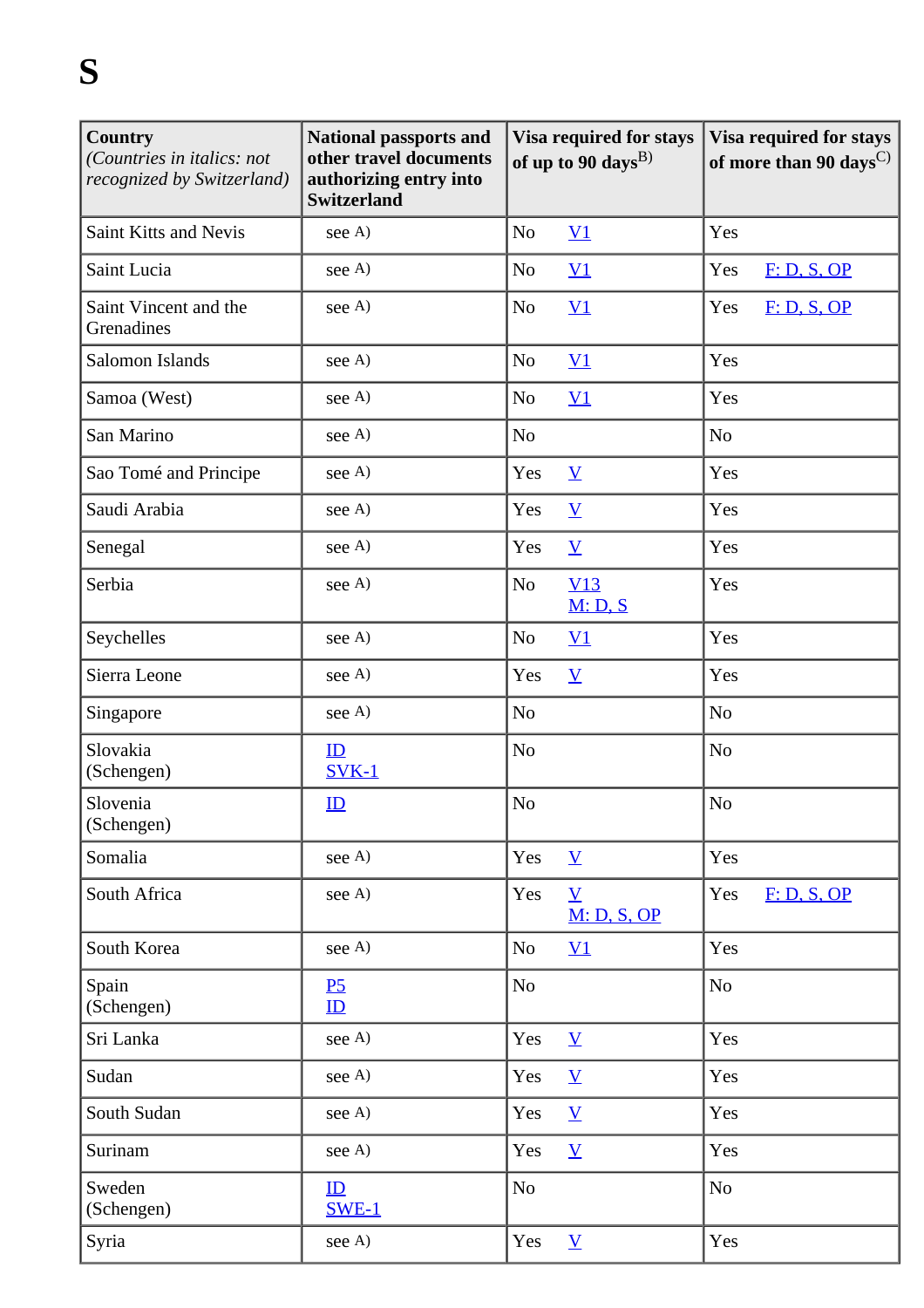# S

| Country *(Countries in italics: not recognized by Switzerland)* | National passports and other travel documents authorizing entry into Switzerland | Visa required for stays of up to 90 days[B)] | Visa required for stays of more than 90 days[C)] |
|---|---|---|---|
| Saint Kitts and Nevis | see A) | No V1 | Yes |
| Saint Lucia | see A) | No V1 | Yes F: D, S, OP |
| Saint Vincent and the Grenadines | see A) | No V1 | Yes F: D, S, OP |
| Salomon Islands | see A) | No V1 | Yes |
| Samoa (West) | see A) | No V1 | Yes |
| San Marino | see A) | No | No |
| Sao Tomé and Principe | see A) | Yes V | Yes |
| Saudi Arabia | see A) | Yes V | Yes |
| Senegal | see A) | Yes V | Yes |
| Serbia | see A) | No V13 M: D, S | Yes |
| Seychelles | see A) | No V1 | Yes |
| Sierra Leone | see A) | Yes V | Yes |
| Singapore | see A) | No | No |
| Slovakia (Schengen) | ID SVK-1 | No | No |
| Slovenia (Schengen) | ID | No | No |
| Somalia | see A) | Yes V | Yes |
| South Africa | see A) | Yes V M: D, S, OP | Yes F: D, S, OP |
| South Korea | see A) | No V1 | Yes |
| Spain (Schengen) | P5 ID | No | No |
| Sri Lanka | see A) | Yes V | Yes |
| Sudan | see A) | Yes V | Yes |
| South Sudan | see A) | Yes V | Yes |
| Surinam | see A) | Yes V | Yes |
| Sweden (Schengen) | ID SWE-1 | No | No |
| Syria | see A) | Yes V | Yes |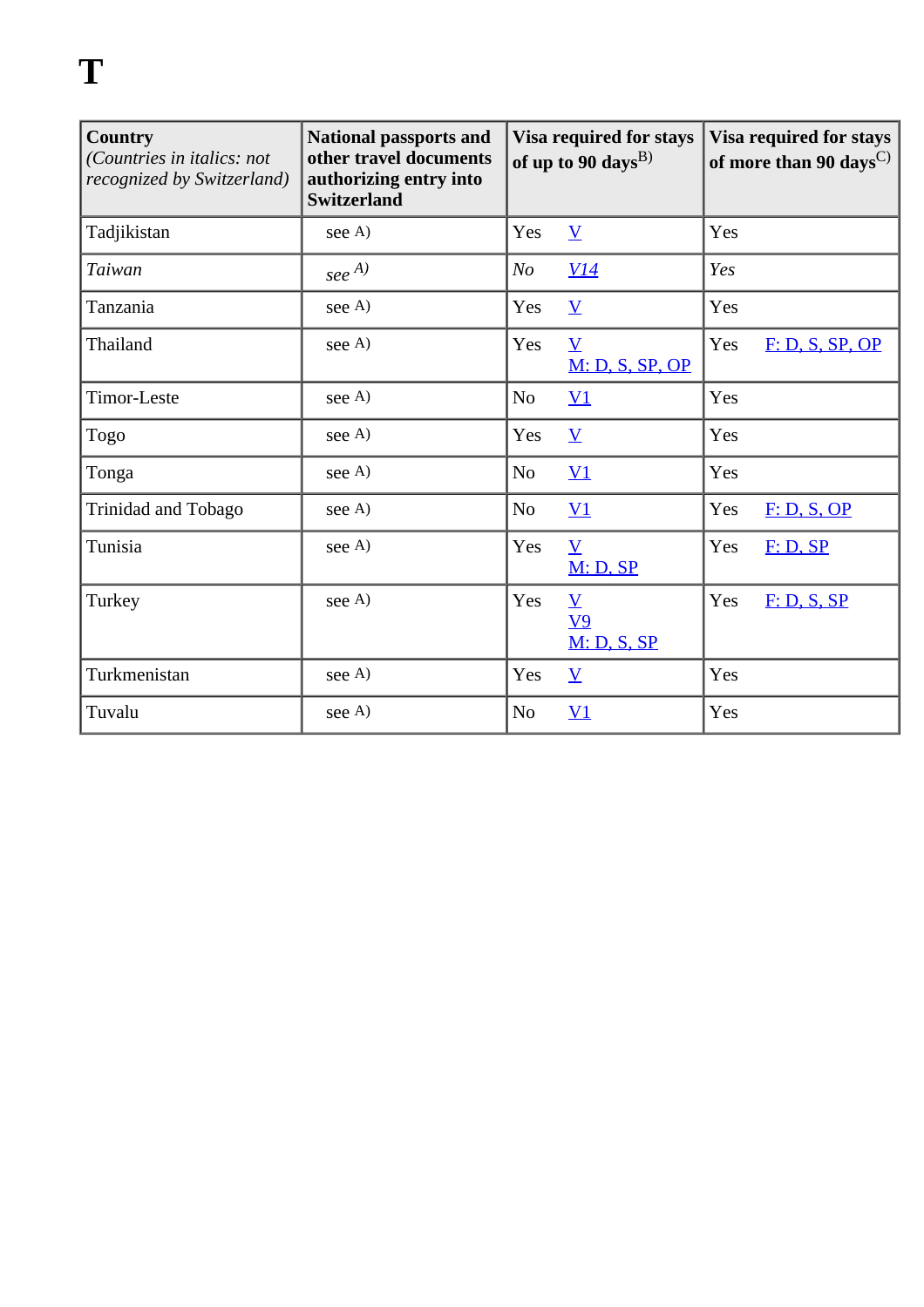# T

| Country *(Countries in italics: not recognized by Switzerland)* | National passports and other travel documents authorizing entry into Switzerland | Visa required for stays of up to 90 days[B)] | Visa required for stays of more than 90 days[C)] |
|---|---|---|---|
| Tadjikistan | see A) | Yes V | Yes |
| *Taiwan* | *see A)* | *No V14* | *Yes* |
| Tanzania | see A) | Yes V | Yes |
| Thailand | see A) | Yes V M: D, S, SP, OP | Yes F: D, S, SP, OP |
| Timor-Leste | see A) | No V1 | Yes |
| Togo | see A) | Yes V | Yes |
| Tonga | see A) | No V1 | Yes |
| Trinidad and Tobago | see A) | No V1 | Yes F: D, S, OP |
| Tunisia | see A) | Yes V M: D, SP | Yes F: D, SP |
| Turkey | see A) | Yes V V9 M: D, S, SP | Yes F: D, S, SP |
| Turkmenistan | see A) | Yes V | Yes |
| Tuvalu | see A) | No V1 | Yes |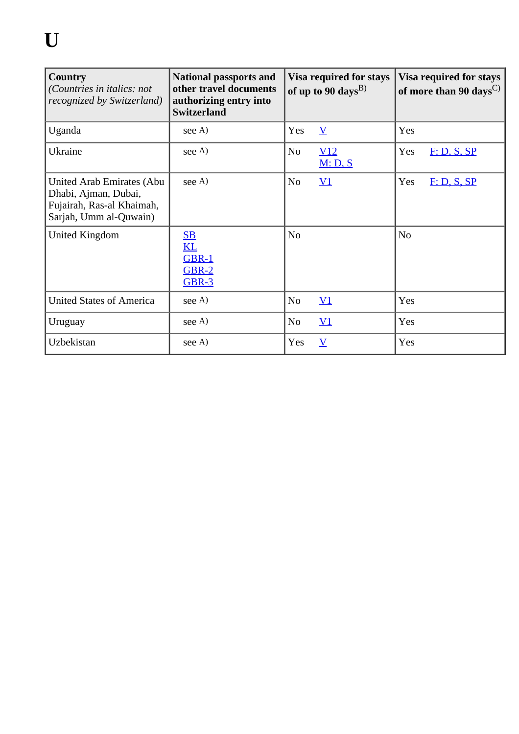# U

| **Country** *(Countries in italics: not recognized by Switzerland)* | **National passports and other travel documents authorizing entry into Switzerland** | **Visa required for stays of up to 90 days**B) | **Visa required for stays of more than 90 days**C) |
|---|---|---|---|
| Uganda | see A) | Yes V | Yes |
| Ukraine | see A) | No V12 M: D, S | Yes F: D, S, SP |
| United Arab Emirates (Abu Dhabi, Ajman, Dubai, Fujairah, Ras-al Khaimah, Sarjah, Umm al-Quwain) | see A) | No V1 | Yes F: D, S, SP |
| United Kingdom | SB KL GBR-1 GBR-2 GBR-3 | No | No |
| United States of America | see A) | No V1 | Yes |
| Uruguay | see A) | No V1 | Yes |
| Uzbekistan | see A) | Yes V | Yes |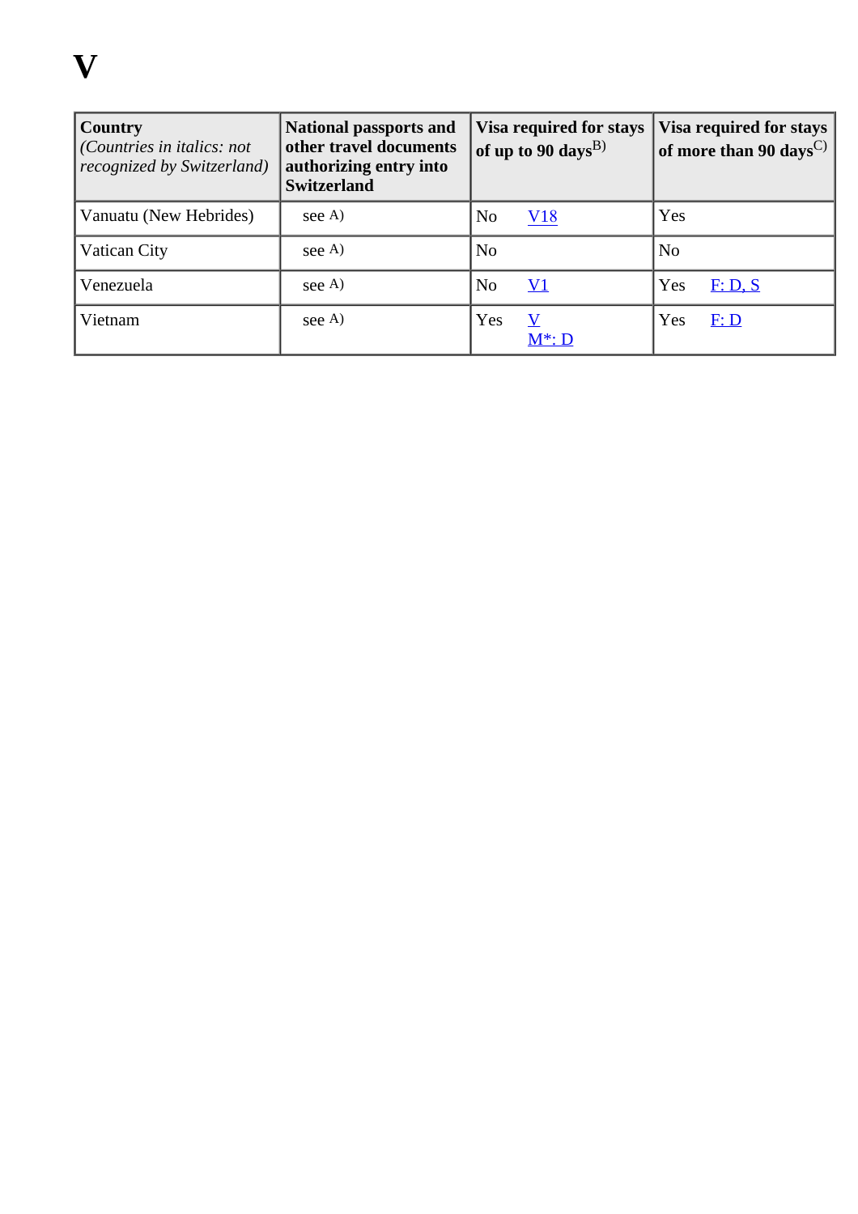# V

| Country *(Countries in italics: not recognized by Switzerland)* | National passports and other travel documents authorizing entry into Switzerland | Visa required for stays of up to 90 days B) | Visa required for stays of more than 90 days C) |
|---|---|---|---|
| Vanuatu (New Hebrides) | see A) | No V18 | Yes |
| Vatican City | see A) | No | No |
| Venezuela | see A) | No V1 | Yes F: D, S |
| Vietnam | see A) | Yes V M*: D | Yes F: D |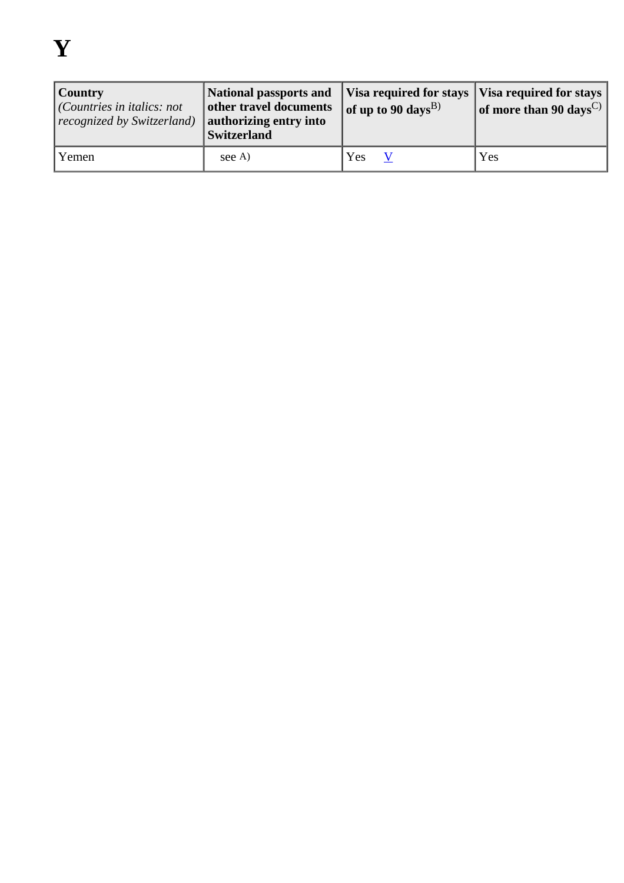# Y

| **Country** *(Countries in italics: not recognized by Switzerland)* | **National passports and other travel documents authorizing entry into Switzerland** | **Visa required for stays of up to 90 days**[B)] | **Visa required for stays of more than 90 days**[C)] |
|---|---|---|---|
| Yemen | see A) | Yes V | Yes |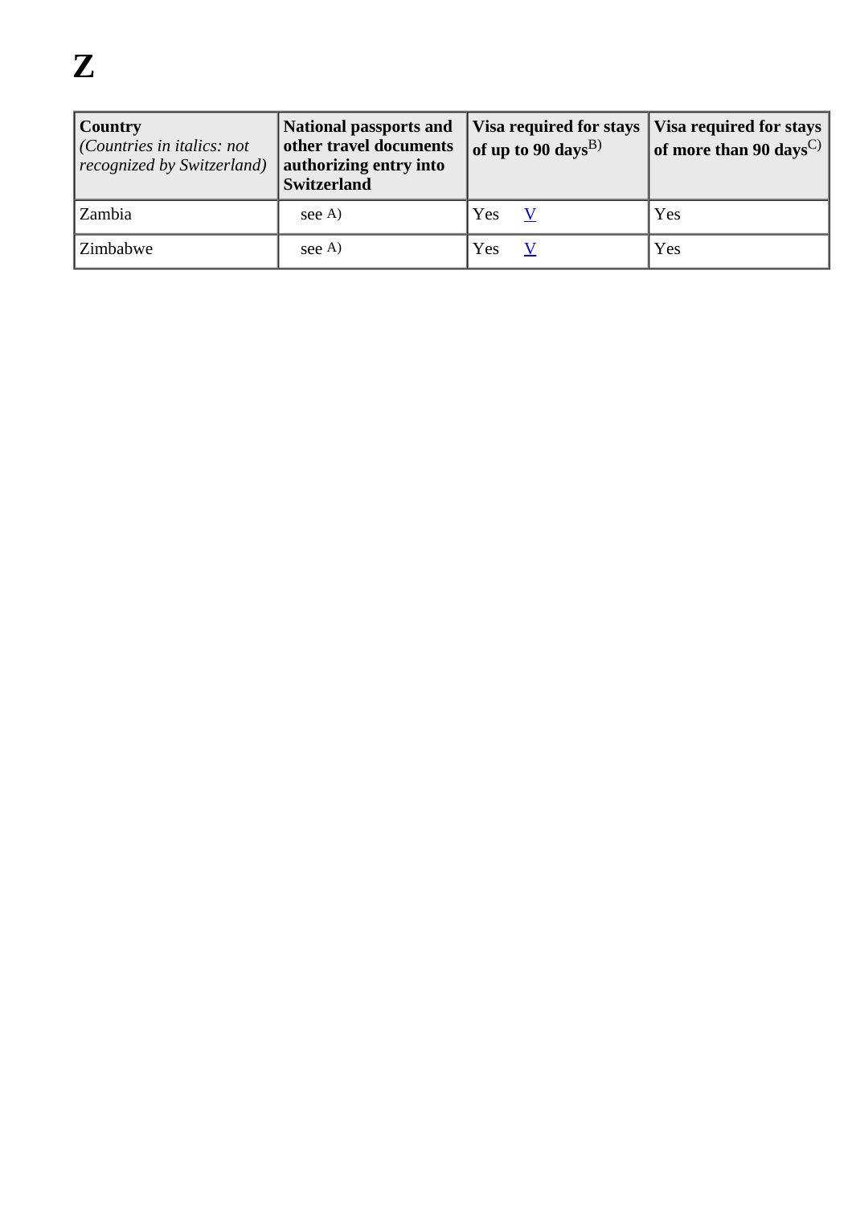# Z

| **Country** *(Countries in italics: not recognized by Switzerland)* | **National passports and other travel documents authorizing entry into Switzerland** | **Visa required for stays of up to 90 days**B) | **Visa required for stays of more than 90 days**C) |
| --- | --- | --- | --- |
| Zambia | see A) | Yes V | Yes |
| Zimbabwe | see A) | Yes V | Yes |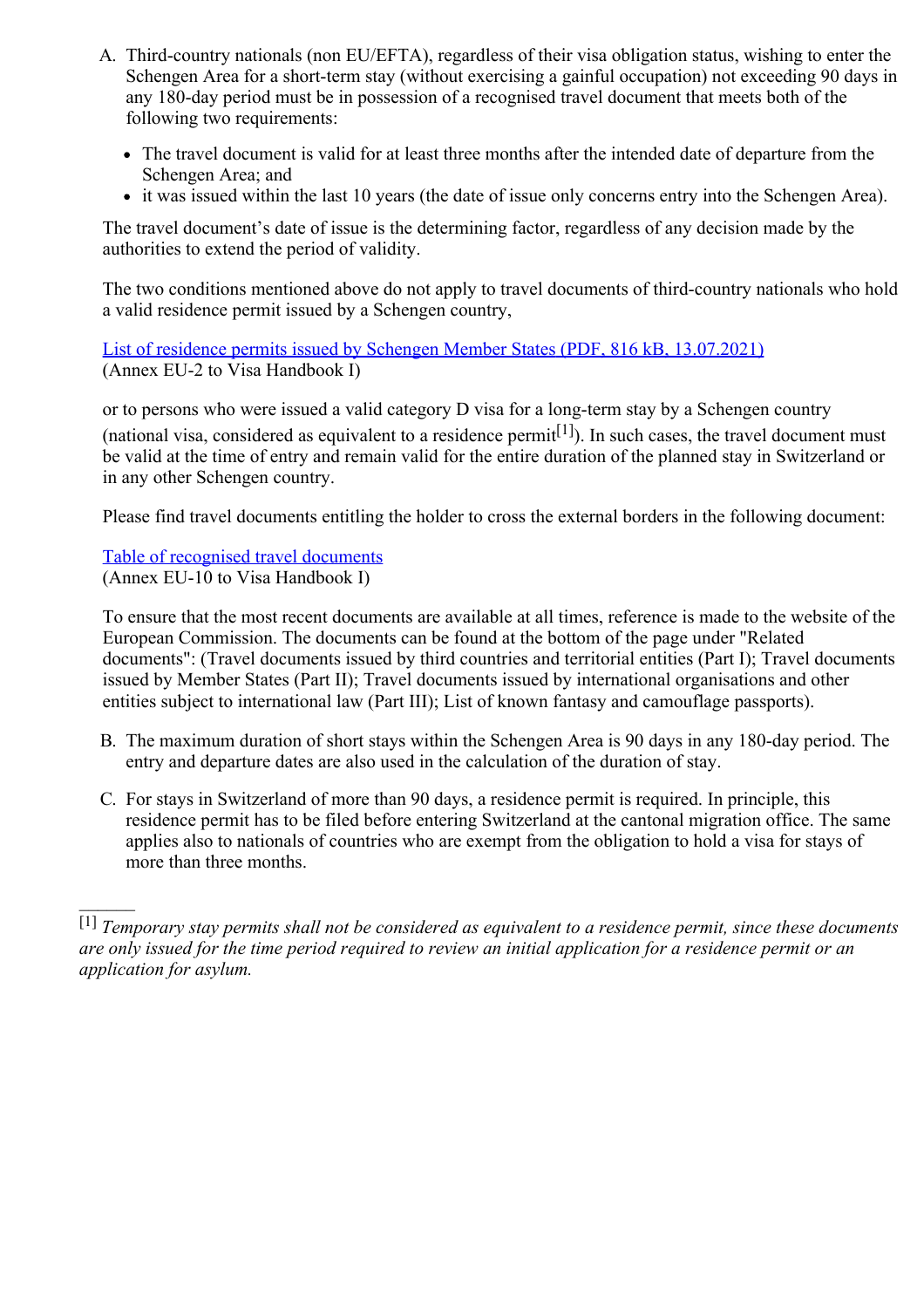A. Third-country nationals (non EU/EFTA), regardless of their visa obligation status, wishing to enter the Schengen Area for a short-term stay (without exercising a gainful occupation) not exceeding 90 days in any 180-day period must be in possession of a recognised travel document that meets both of the following two requirements:

   - The travel document is valid for at least three months after the intended date of departure from the Schengen Area; and
   - it was issued within the last 10 years (the date of issue only concerns entry into the Schengen Area).

   The travel document's date of issue is the determining factor, regardless of any decision made by the authorities to extend the period of validity.

   The two conditions mentioned above do not apply to travel documents of third-country nationals who hold a valid residence permit issued by a Schengen country,

   [List of residence permits issued by Schengen Member States (PDF, 816 kB, 13.07.2021)]
   (Annex EU-2 to Visa Handbook I)

   or to persons who were issued a valid category D visa for a long-term stay by a Schengen country (national visa, considered as equivalent to a residence permit[1]). In such cases, the travel document must be valid at the time of entry and remain valid for the entire duration of the planned stay in Switzerland or in any other Schengen country.

   Please find travel documents entitling the holder to cross the external borders in the following document:

   [Table of recognised travel documents]
   (Annex EU-10 to Visa Handbook I)

   To ensure that the most recent documents are available at all times, reference is made to the website of the European Commission. The documents can be found at the bottom of the page under "Related documents": (Travel documents issued by third countries and territorial entities (Part I); Travel documents issued by Member States (Part II); Travel documents issued by international organisations and other entities subject to international law (Part III); List of known fantasy and camouflage passports).

B. The maximum duration of short stays within the Schengen Area is 90 days in any 180-day period. The entry and departure dates are also used in the calculation of the duration of stay.

C. For stays in Switzerland of more than 90 days, a residence permit is required. In principle, this residence permit has to be filed before entering Switzerland at the cantonal migration office. The same applies also to nationals of countries who are exempt from the obligation to hold a visa for stays of more than three months.

---

[1] *Temporary stay permits shall not be considered as equivalent to a residence permit, since these documents are only issued for the time period required to review an initial application for a residence permit or an application for asylum.*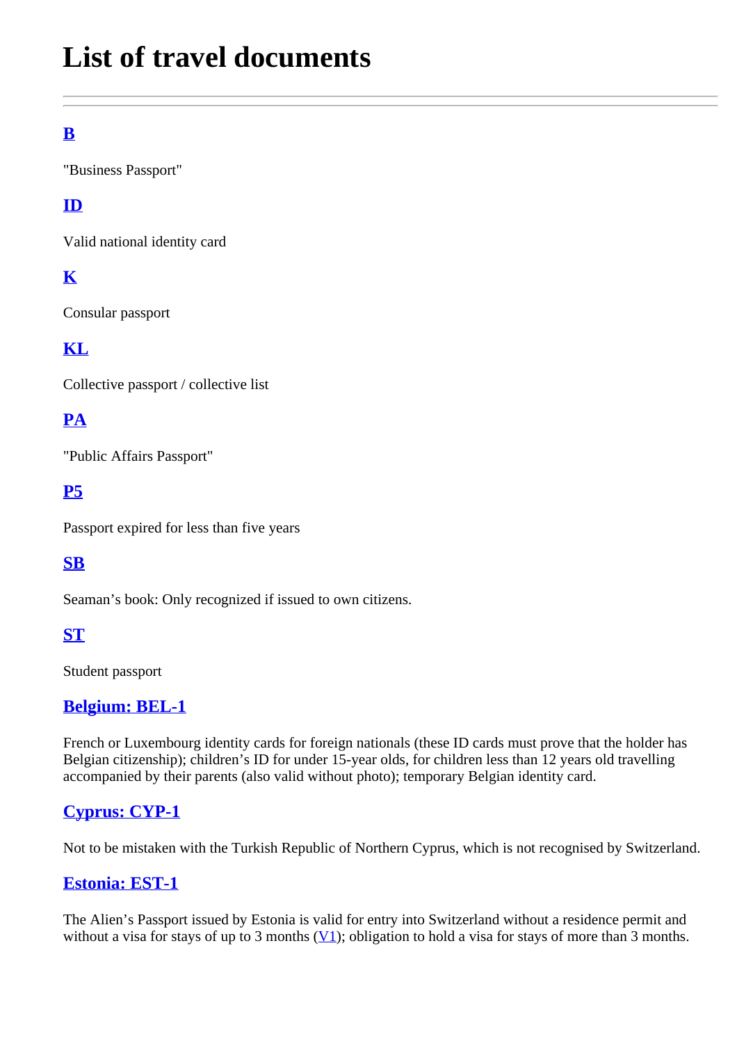# List of travel documents

---

## B

"Business Passport"

## ID

Valid national identity card

## K

Consular passport

## KL

Collective passport / collective list

## PA

"Public Affairs Passport"

## P5

Passport expired for less than five years

## SB

Seaman's book: Only recognized if issued to own citizens.

## ST

Student passport

## Belgium: BEL-1

French or Luxembourg identity cards for foreign nationals (these ID cards must prove that the holder has Belgian citizenship); children's ID for under 15-year olds, for children less than 12 years old travelling accompanied by their parents (also valid without photo); temporary Belgian identity card.

## Cyprus: CYP-1

Not to be mistaken with the Turkish Republic of Northern Cyprus, which is not recognised by Switzerland.

## Estonia: EST-1

The Alien's Passport issued by Estonia is valid for entry into Switzerland without a residence permit and without a visa for stays of up to 3 months (V1); obligation to hold a visa for stays of more than 3 months.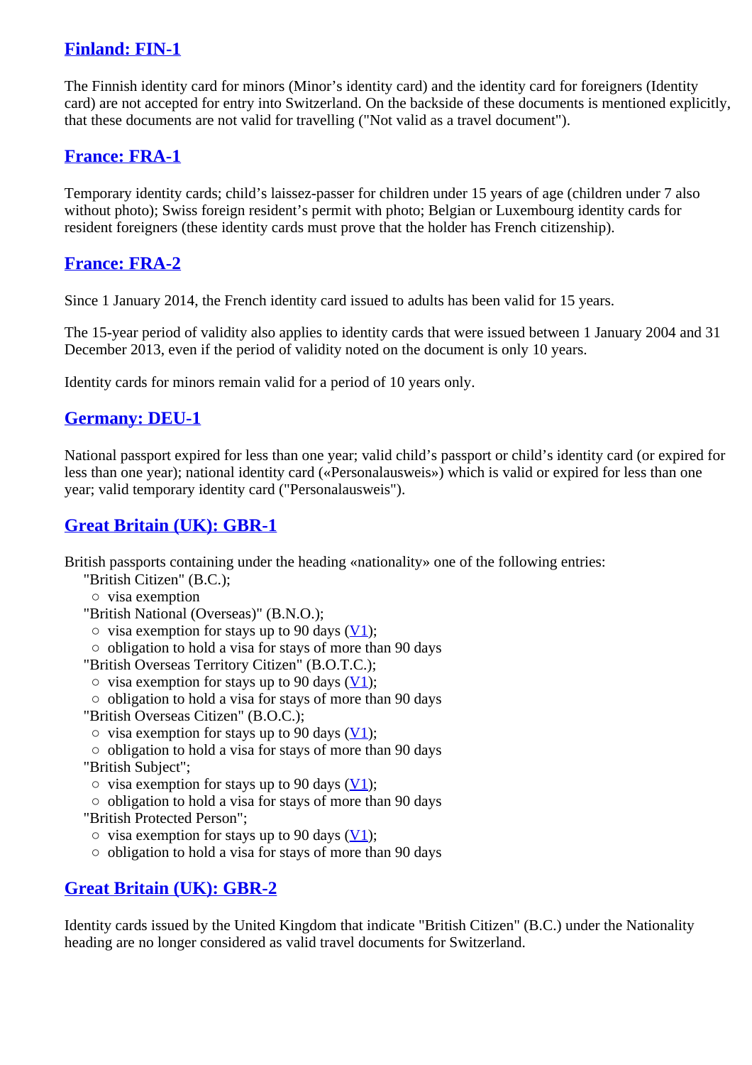## Finland: FIN-1

The Finnish identity card for minors (Minor's identity card) and the identity card for foreigners (Identity card) are not accepted for entry into Switzerland. On the backside of these documents is mentioned explicitly, that these documents are not valid for travelling ("Not valid as a travel document").

## France: FRA-1

Temporary identity cards; child's laissez-passer for children under 15 years of age (children under 7 also without photo); Swiss foreign resident's permit with photo; Belgian or Luxembourg identity cards for resident foreigners (these identity cards must prove that the holder has French citizenship).

## France: FRA-2

Since 1 January 2014, the French identity card issued to adults has been valid for 15 years.

The 15-year period of validity also applies to identity cards that were issued between 1 January 2004 and 31 December 2013, even if the period of validity noted on the document is only 10 years.

Identity cards for minors remain valid for a period of 10 years only.

## Germany: DEU-1

National passport expired for less than one year; valid child's passport or child's identity card (or expired for less than one year); national identity card («Personalausweis») which is valid or expired for less than one year; valid temporary identity card ("Personalausweis").

## Great Britain (UK): GBR-1

British passports containing under the heading «nationality» one of the following entries:

- "British Citizen" (B.C.);
  - visa exemption
- "British National (Overseas)" (B.N.O.);
  - visa exemption for stays up to 90 days (V1);
  - obligation to hold a visa for stays of more than 90 days
- "British Overseas Territory Citizen" (B.O.T.C.);
  - visa exemption for stays up to 90 days (V1);
  - obligation to hold a visa for stays of more than 90 days
- "British Overseas Citizen" (B.O.C.);
  - visa exemption for stays up to 90 days (V1);
  - obligation to hold a visa for stays of more than 90 days
- "British Subject";
  - visa exemption for stays up to 90 days (V1);
  - obligation to hold a visa for stays of more than 90 days
- "British Protected Person";
  - visa exemption for stays up to 90 days (V1);
  - obligation to hold a visa for stays of more than 90 days

## Great Britain (UK): GBR-2

Identity cards issued by the United Kingdom that indicate "British Citizen" (B.C.) under the Nationality heading are no longer considered as valid travel documents for Switzerland.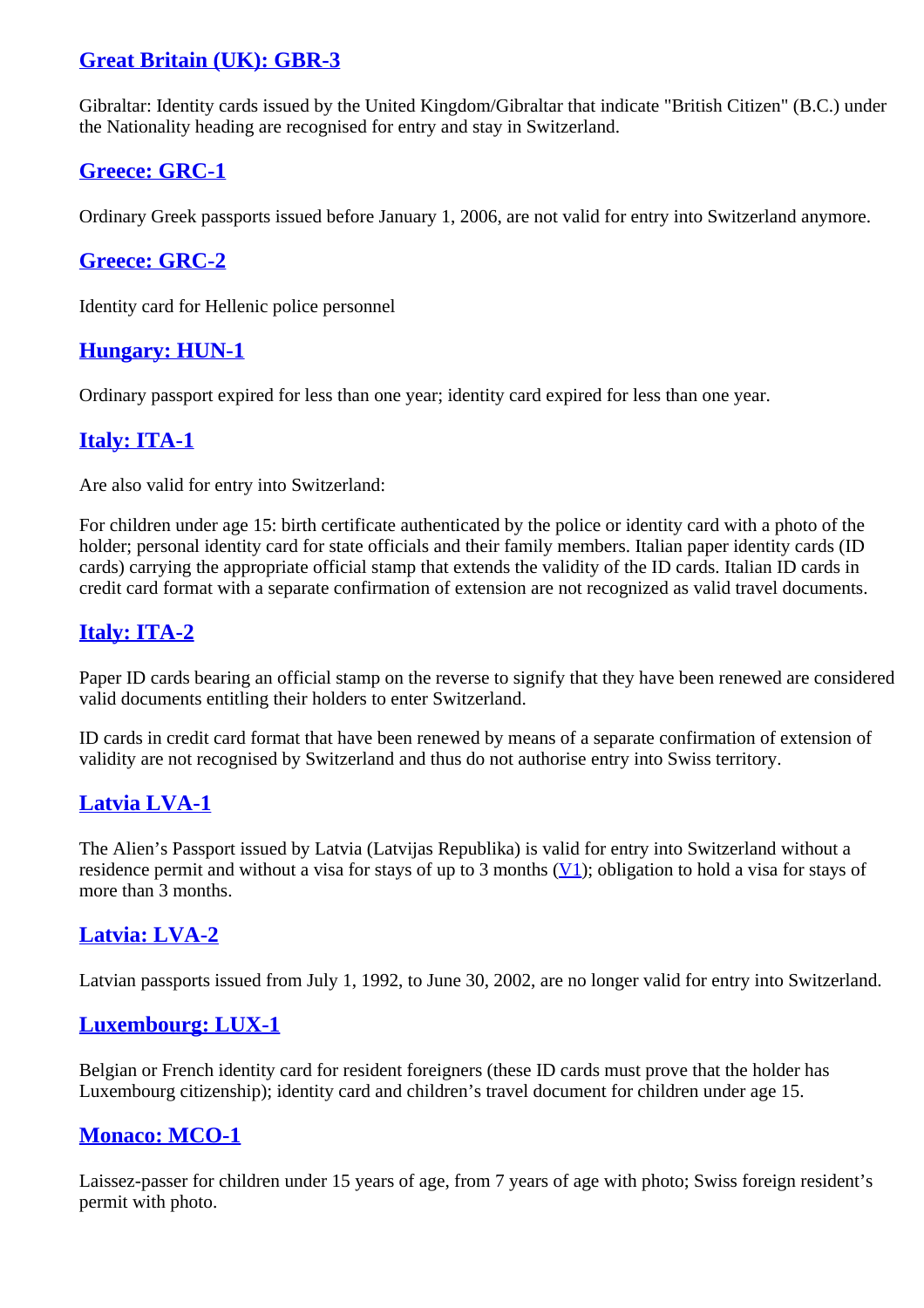## Great Britain (UK): GBR-3

Gibraltar: Identity cards issued by the United Kingdom/Gibraltar that indicate "British Citizen" (B.C.) under the Nationality heading are recognised for entry and stay in Switzerland.

## Greece: GRC-1

Ordinary Greek passports issued before January 1, 2006, are not valid for entry into Switzerland anymore.

## Greece: GRC-2

Identity card for Hellenic police personnel

## Hungary: HUN-1

Ordinary passport expired for less than one year; identity card expired for less than one year.

## Italy: ITA-1

Are also valid for entry into Switzerland:

For children under age 15: birth certificate authenticated by the police or identity card with a photo of the holder; personal identity card for state officials and their family members. Italian paper identity cards (ID cards) carrying the appropriate official stamp that extends the validity of the ID cards. Italian ID cards in credit card format with a separate confirmation of extension are not recognized as valid travel documents.

## Italy: ITA-2

Paper ID cards bearing an official stamp on the reverse to signify that they have been renewed are considered valid documents entitling their holders to enter Switzerland.

ID cards in credit card format that have been renewed by means of a separate confirmation of extension of validity are not recognised by Switzerland and thus do not authorise entry into Swiss territory.

## Latvia LVA-1

The Alien's Passport issued by Latvia (Latvijas Republika) is valid for entry into Switzerland without a residence permit and without a visa for stays of up to 3 months (V1); obligation to hold a visa for stays of more than 3 months.

## Latvia: LVA-2

Latvian passports issued from July 1, 1992, to June 30, 2002, are no longer valid for entry into Switzerland.

## Luxembourg: LUX-1

Belgian or French identity card for resident foreigners (these ID cards must prove that the holder has Luxembourg citizenship); identity card and children's travel document for children under age 15.

## Monaco: MCO-1

Laissez-passer for children under 15 years of age, from 7 years of age with photo; Swiss foreign resident's permit with photo.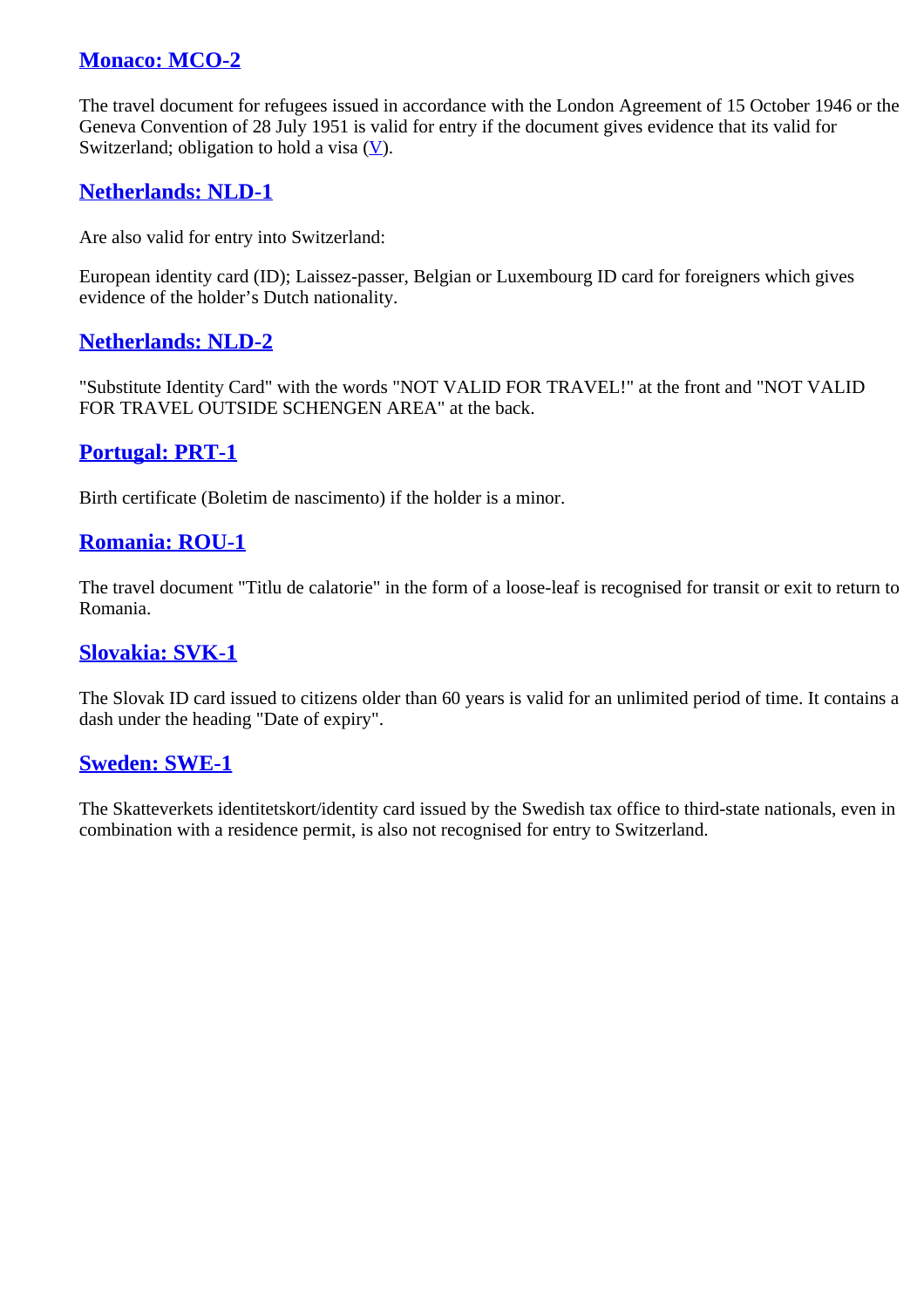## Monaco: MCO-2

The travel document for refugees issued in accordance with the London Agreement of 15 October 1946 or the Geneva Convention of 28 July 1951 is valid for entry if the document gives evidence that its valid for Switzerland; obligation to hold a visa (V).

## Netherlands: NLD-1

Are also valid for entry into Switzerland:

European identity card (ID); Laissez-passer, Belgian or Luxembourg ID card for foreigners which gives evidence of the holder's Dutch nationality.

## Netherlands: NLD-2

"Substitute Identity Card" with the words "NOT VALID FOR TRAVEL!" at the front and "NOT VALID FOR TRAVEL OUTSIDE SCHENGEN AREA" at the back.

## Portugal: PRT-1

Birth certificate (Boletim de nascimento) if the holder is a minor.

## Romania: ROU-1

The travel document "Titlu de calatorie" in the form of a loose-leaf is recognised for transit or exit to return to Romania.

## Slovakia: SVK-1

The Slovak ID card issued to citizens older than 60 years is valid for an unlimited period of time. It contains a dash under the heading "Date of expiry".

## Sweden: SWE-1

The Skatteverkets identitetskort/identity card issued by the Swedish tax office to third-state nationals, even in combination with a residence permit, is also not recognised for entry to Switzerland.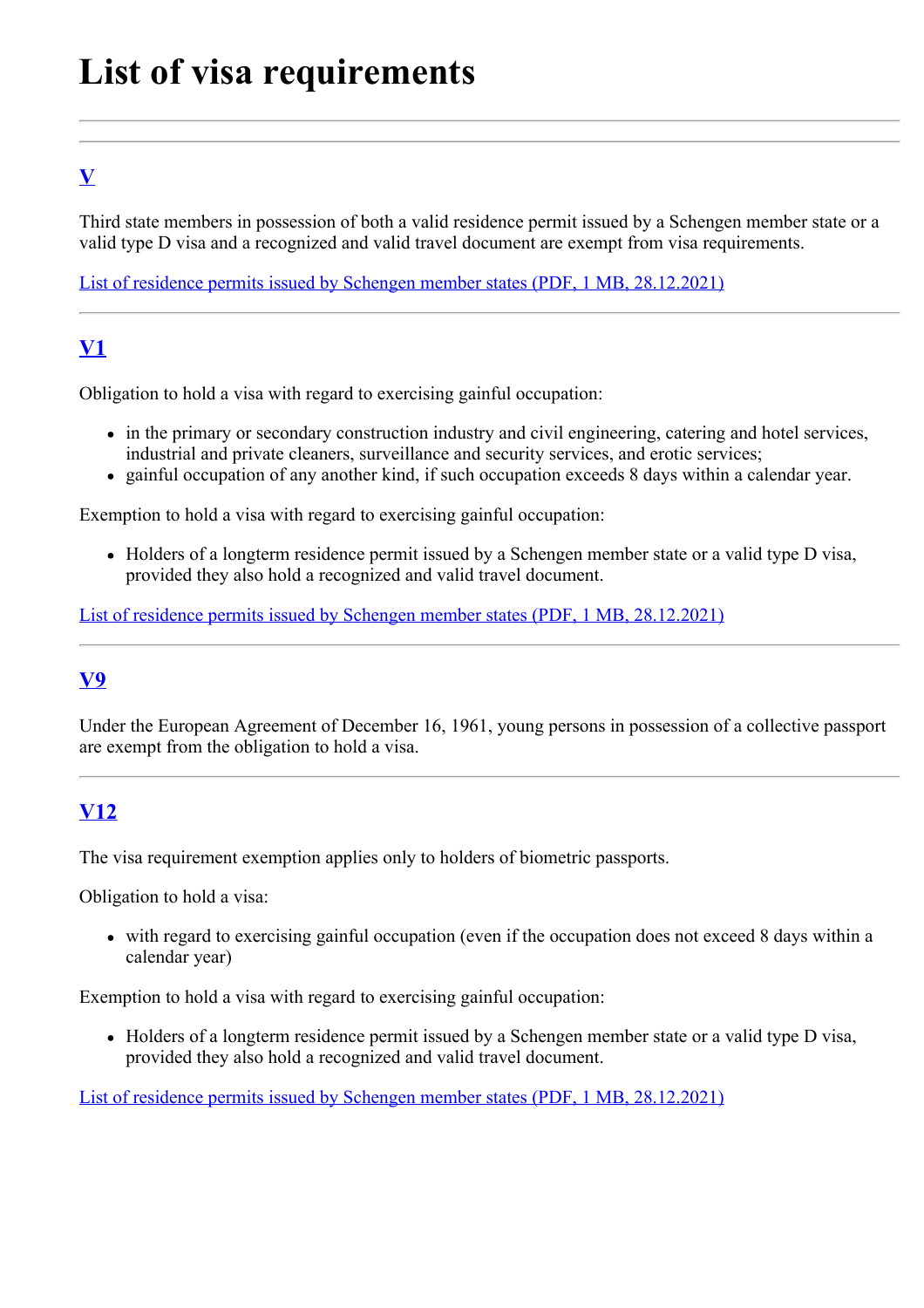# List of visa requirements

---

---

## V

Third state members in possession of both a valid residence permit issued by a Schengen member state or a valid type D visa and a recognized and valid travel document are exempt from visa requirements.

List of residence permits issued by Schengen member states (PDF, 1 MB, 28.12.2021)

---

## V1

Obligation to hold a visa with regard to exercising gainful occupation:

- in the primary or secondary construction industry and civil engineering, catering and hotel services, industrial and private cleaners, surveillance and security services, and erotic services;
- gainful occupation of any another kind, if such occupation exceeds 8 days within a calendar year.

Exemption to hold a visa with regard to exercising gainful occupation:

- Holders of a longterm residence permit issued by a Schengen member state or a valid type D visa, provided they also hold a recognized and valid travel document.

List of residence permits issued by Schengen member states (PDF, 1 MB, 28.12.2021)

---

## V9

Under the European Agreement of December 16, 1961, young persons in possession of a collective passport are exempt from the obligation to hold a visa.

---

## V12

The visa requirement exemption applies only to holders of biometric passports.

Obligation to hold a visa:

- with regard to exercising gainful occupation (even if the occupation does not exceed 8 days within a calendar year)

Exemption to hold a visa with regard to exercising gainful occupation:

- Holders of a longterm residence permit issued by a Schengen member state or a valid type D visa, provided they also hold a recognized and valid travel document.

List of residence permits issued by Schengen member states (PDF, 1 MB, 28.12.2021)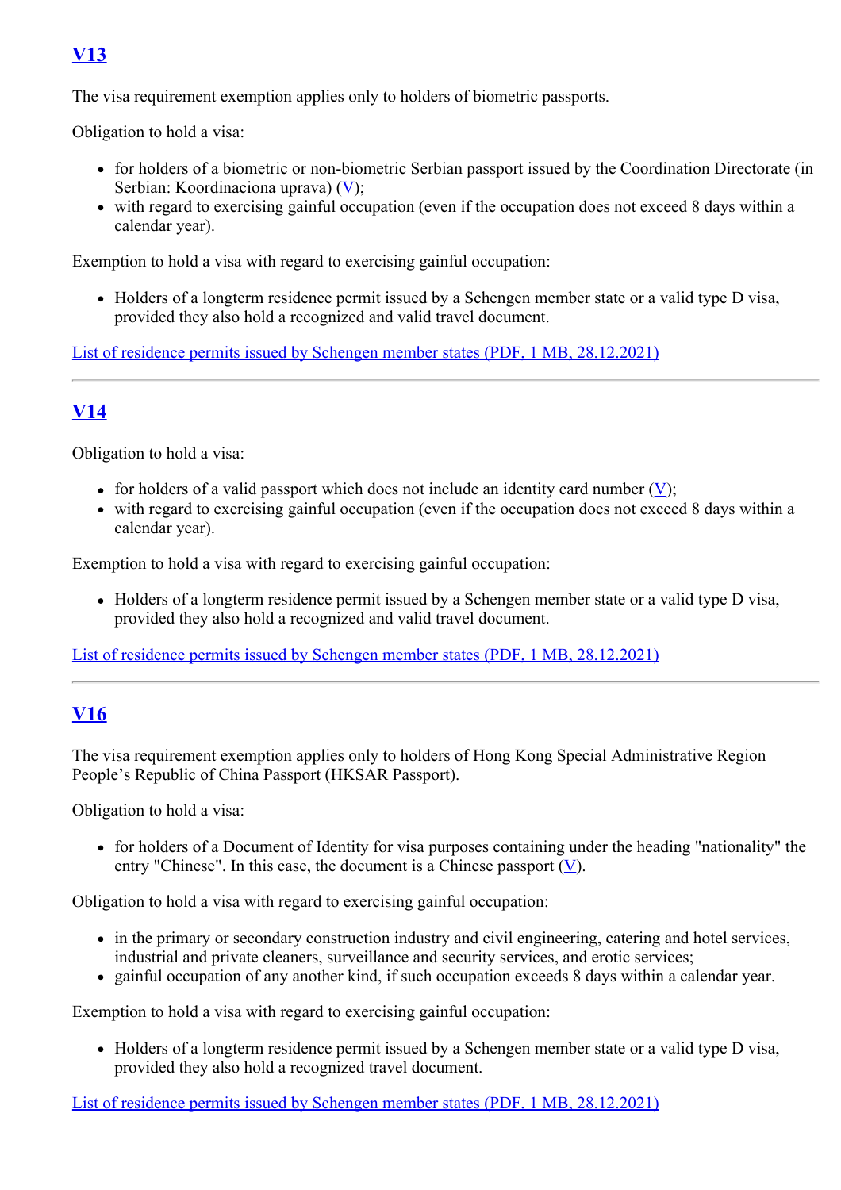## V13

The visa requirement exemption applies only to holders of biometric passports.

Obligation to hold a visa:

- for holders of a biometric or non-biometric Serbian passport issued by the Coordination Directorate (in Serbian: Koordinaciona uprava) (V);
- with regard to exercising gainful occupation (even if the occupation does not exceed 8 days within a calendar year).

Exemption to hold a visa with regard to exercising gainful occupation:

- Holders of a longterm residence permit issued by a Schengen member state or a valid type D visa, provided they also hold a recognized and valid travel document.

List of residence permits issued by Schengen member states (PDF, 1 MB, 28.12.2021)

---

## V14

Obligation to hold a visa:

- for holders of a valid passport which does not include an identity card number (V);
- with regard to exercising gainful occupation (even if the occupation does not exceed 8 days within a calendar year).

Exemption to hold a visa with regard to exercising gainful occupation:

- Holders of a longterm residence permit issued by a Schengen member state or a valid type D visa, provided they also hold a recognized and valid travel document.

List of residence permits issued by Schengen member states (PDF, 1 MB, 28.12.2021)

---

## V16

The visa requirement exemption applies only to holders of Hong Kong Special Administrative Region People's Republic of China Passport (HKSAR Passport).

Obligation to hold a visa:

- for holders of a Document of Identity for visa purposes containing under the heading "nationality" the entry "Chinese". In this case, the document is a Chinese passport (V).

Obligation to hold a visa with regard to exercising gainful occupation:

- in the primary or secondary construction industry and civil engineering, catering and hotel services, industrial and private cleaners, surveillance and security services, and erotic services;
- gainful occupation of any another kind, if such occupation exceeds 8 days within a calendar year.

Exemption to hold a visa with regard to exercising gainful occupation:

- Holders of a longterm residence permit issued by a Schengen member state or a valid type D visa, provided they also hold a recognized travel document.

List of residence permits issued by Schengen member states (PDF, 1 MB, 28.12.2021)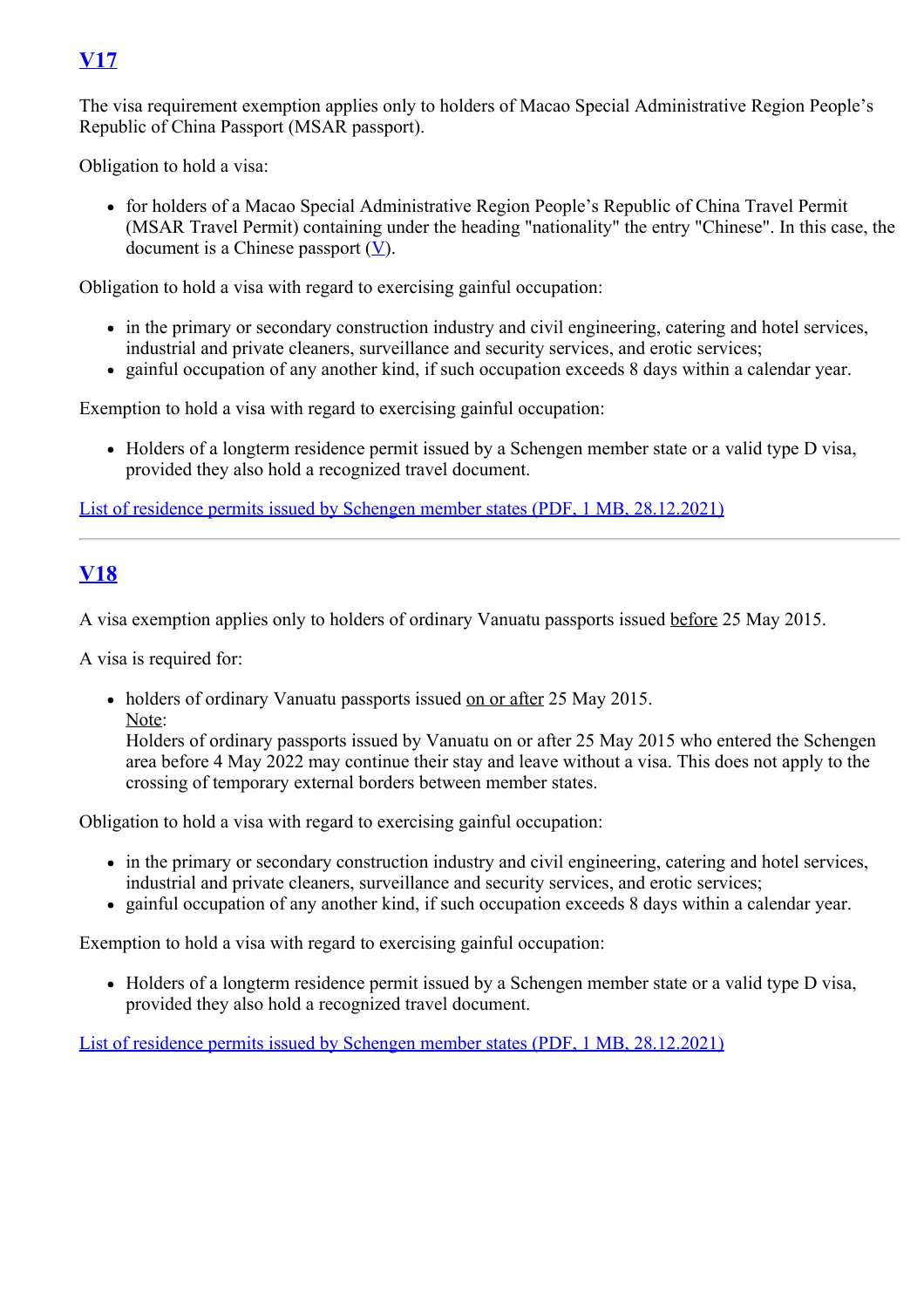## [V17]

The visa requirement exemption applies only to holders of Macao Special Administrative Region People's Republic of China Passport (MSAR passport).

Obligation to hold a visa:

- for holders of a Macao Special Administrative Region People's Republic of China Travel Permit (MSAR Travel Permit) containing under the heading "nationality" the entry "Chinese". In this case, the document is a Chinese passport ([V]).

Obligation to hold a visa with regard to exercising gainful occupation:

- in the primary or secondary construction industry and civil engineering, catering and hotel services, industrial and private cleaners, surveillance and security services, and erotic services;
- gainful occupation of any another kind, if such occupation exceeds 8 days within a calendar year.

Exemption to hold a visa with regard to exercising gainful occupation:

- Holders of a longterm residence permit issued by a Schengen member state or a valid type D visa, provided they also hold a recognized travel document.

[List of residence permits issued by Schengen member states (PDF, 1 MB, 28.12.2021)]

---

## [V18]

A visa exemption applies only to holders of ordinary Vanuatu passports issued before 25 May 2015.

A visa is required for:

- holders of ordinary Vanuatu passports issued on or after 25 May 2015.
  Note:
  Holders of ordinary passports issued by Vanuatu on or after 25 May 2015 who entered the Schengen area before 4 May 2022 may continue their stay and leave without a visa. This does not apply to the crossing of temporary external borders between member states.

Obligation to hold a visa with regard to exercising gainful occupation:

- in the primary or secondary construction industry and civil engineering, catering and hotel services, industrial and private cleaners, surveillance and security services, and erotic services;
- gainful occupation of any another kind, if such occupation exceeds 8 days within a calendar year.

Exemption to hold a visa with regard to exercising gainful occupation:

- Holders of a longterm residence permit issued by a Schengen member state or a valid type D visa, provided they also hold a recognized travel document.

[List of residence permits issued by Schengen member states (PDF, 1 MB, 28.12.2021)]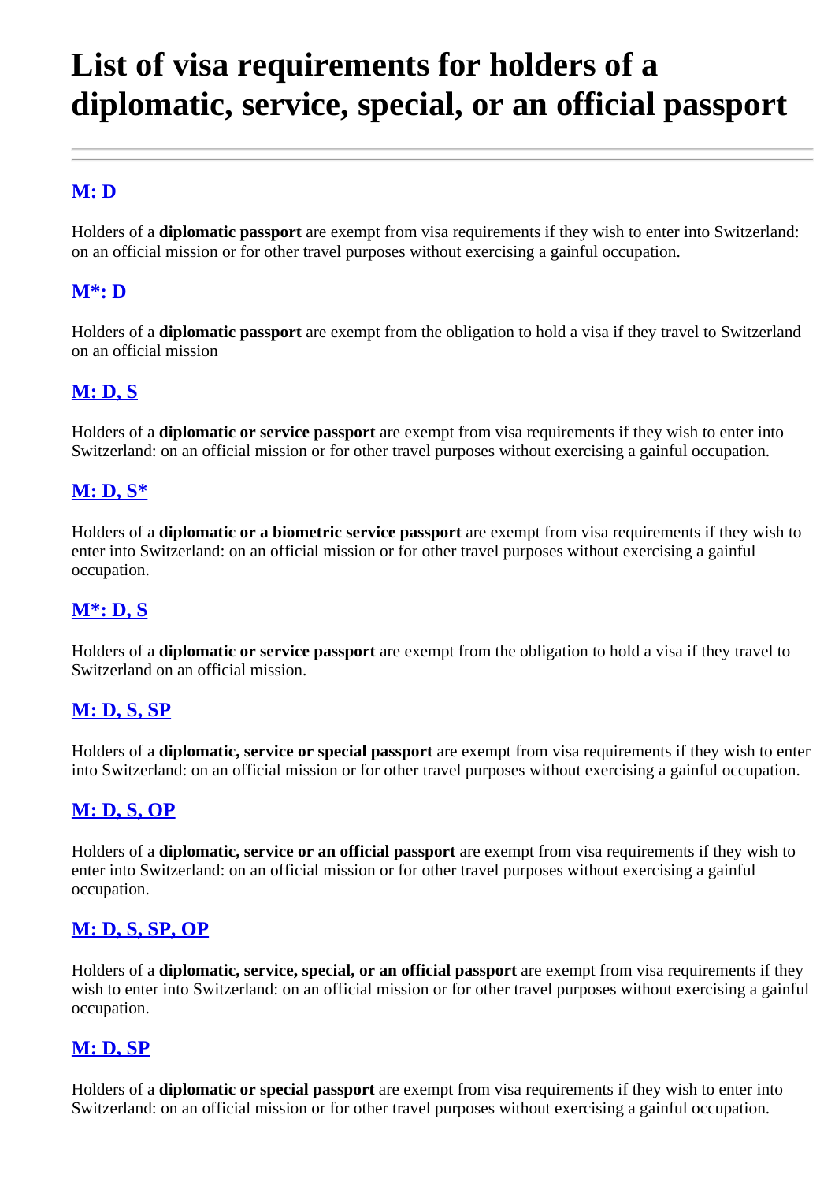# List of visa requirements for holders of a diplomatic, service, special, or an official passport

---

### M: D

Holders of a **diplomatic passport** are exempt from visa requirements if they wish to enter into Switzerland: on an official mission or for other travel purposes without exercising a gainful occupation.

### M*: D

Holders of a **diplomatic passport** are exempt from the obligation to hold a visa if they travel to Switzerland on an official mission

### M: D, S

Holders of a **diplomatic or service passport** are exempt from visa requirements if they wish to enter into Switzerland: on an official mission or for other travel purposes without exercising a gainful occupation.

### M: D, S*

Holders of a **diplomatic or a biometric service passport** are exempt from visa requirements if they wish to enter into Switzerland: on an official mission or for other travel purposes without exercising a gainful occupation.

### M*: D, S

Holders of a **diplomatic or service passport** are exempt from the obligation to hold a visa if they travel to Switzerland on an official mission.

### M: D, S, SP

Holders of a **diplomatic, service or special passport** are exempt from visa requirements if they wish to enter into Switzerland: on an official mission or for other travel purposes without exercising a gainful occupation.

### M: D, S, OP

Holders of a **diplomatic, service or an official passport** are exempt from visa requirements if they wish to enter into Switzerland: on an official mission or for other travel purposes without exercising a gainful occupation.

### M: D, S, SP, OP

Holders of a **diplomatic, service, special, or an official passport** are exempt from visa requirements if they wish to enter into Switzerland: on an official mission or for other travel purposes without exercising a gainful occupation.

### M: D, SP

Holders of a **diplomatic or special passport** are exempt from visa requirements if they wish to enter into Switzerland: on an official mission or for other travel purposes without exercising a gainful occupation.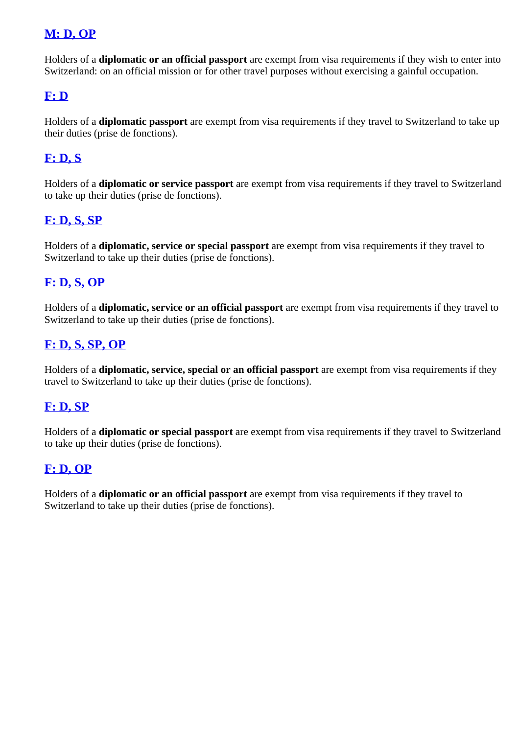### M: D, OP

Holders of a **diplomatic or an official passport** are exempt from visa requirements if they wish to enter into Switzerland: on an official mission or for other travel purposes without exercising a gainful occupation.

### F: D

Holders of a **diplomatic passport** are exempt from visa requirements if they travel to Switzerland to take up their duties (prise de fonctions).

### F: D, S

Holders of a **diplomatic or service passport** are exempt from visa requirements if they travel to Switzerland to take up their duties (prise de fonctions).

### F: D, S, SP

Holders of a **diplomatic, service or special passport** are exempt from visa requirements if they travel to Switzerland to take up their duties (prise de fonctions).

### F: D, S, OP

Holders of a **diplomatic, service or an official passport** are exempt from visa requirements if they travel to Switzerland to take up their duties (prise de fonctions).

### F: D, S, SP, OP

Holders of a **diplomatic, service, special or an official passport** are exempt from visa requirements if they travel to Switzerland to take up their duties (prise de fonctions).

### F: D, SP

Holders of a **diplomatic or special passport** are exempt from visa requirements if they travel to Switzerland to take up their duties (prise de fonctions).

### F: D, OP

Holders of a **diplomatic or an official passport** are exempt from visa requirements if they travel to Switzerland to take up their duties (prise de fonctions).